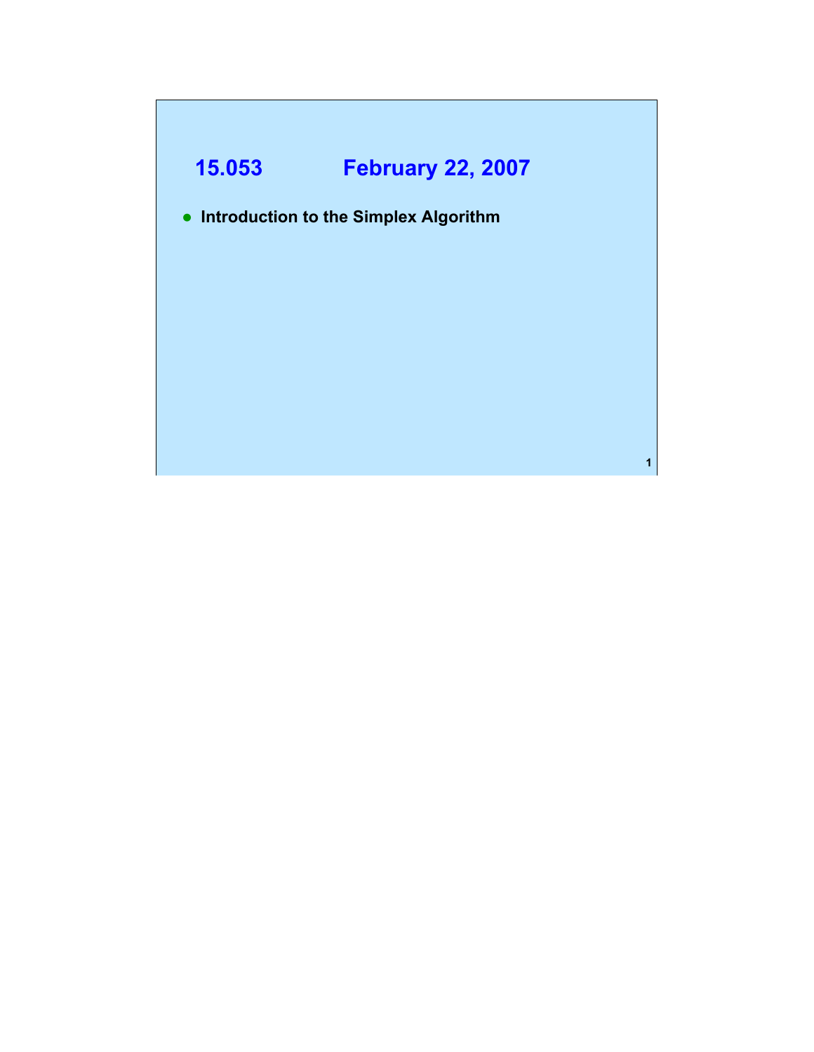# 15.053 February 22, 2007

- **Introduction to the Simplex Algorithm**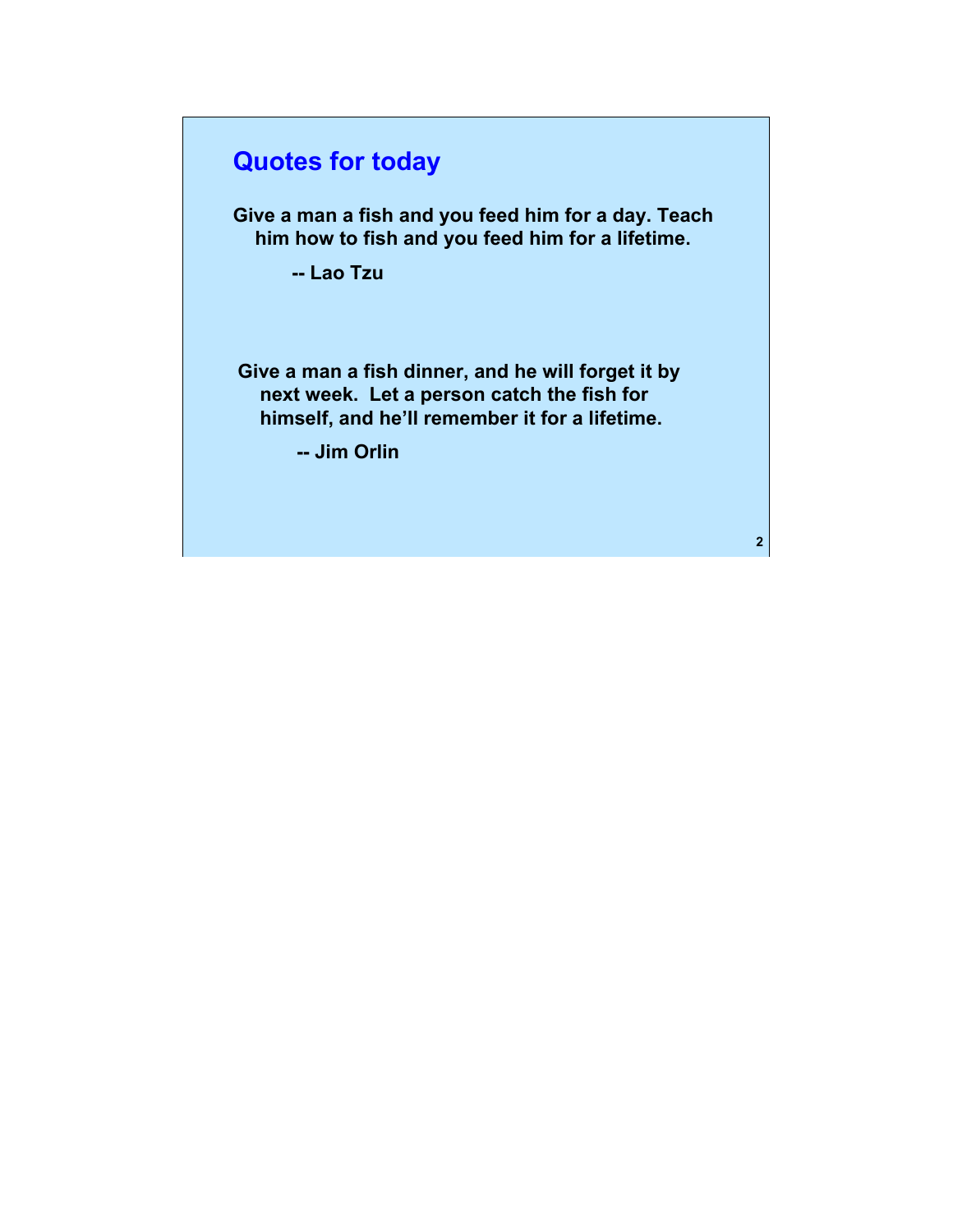## Quotes for today

**Give a man a fish and you feed him for a day. Teach him how to fish and you feed him for a lifetime.**

**-- Lao Tzu**

**Give a man a fish dinner, and he will forget it by next week. Let a person catch the fish for himself, and he'll remember it for a lifetime.**

**-- Jim Orlin**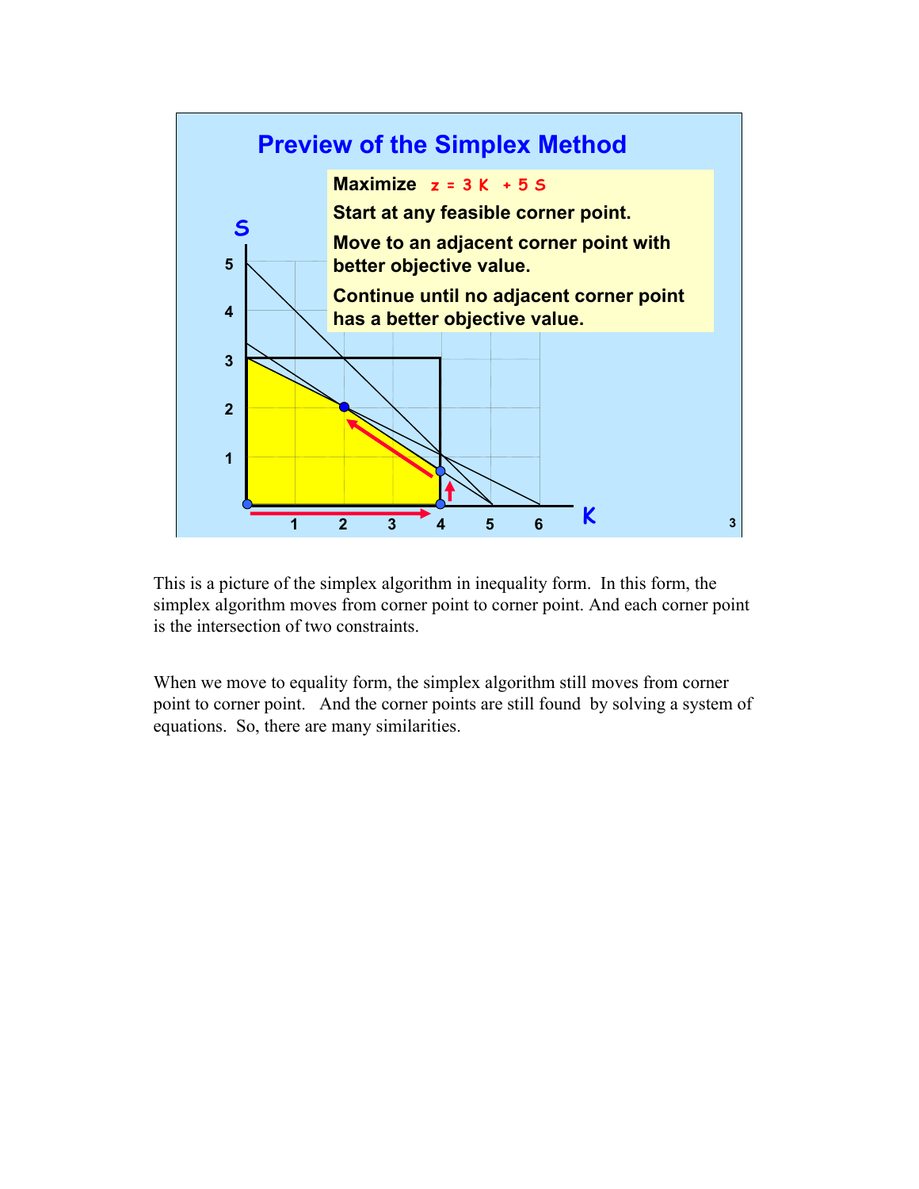## Preview of the Simplex Method

**Maximize** $z = 3K + 5S$

**Start at any feasible corner point.**

**Move to an adjacent corner point with better objective value.**

**Continue until no adjacent corner point has a better objective value.**

This is a picture of the simplex algorithm in inequality form. In this form, the simplex algorithm moves from corner point to corner point. And each corner point is the intersection of two constraints.

When we move to equality form, the simplex algorithm still moves from corner point to corner point. And the corner points are still found by solving a system of equations. So, there are many similarities.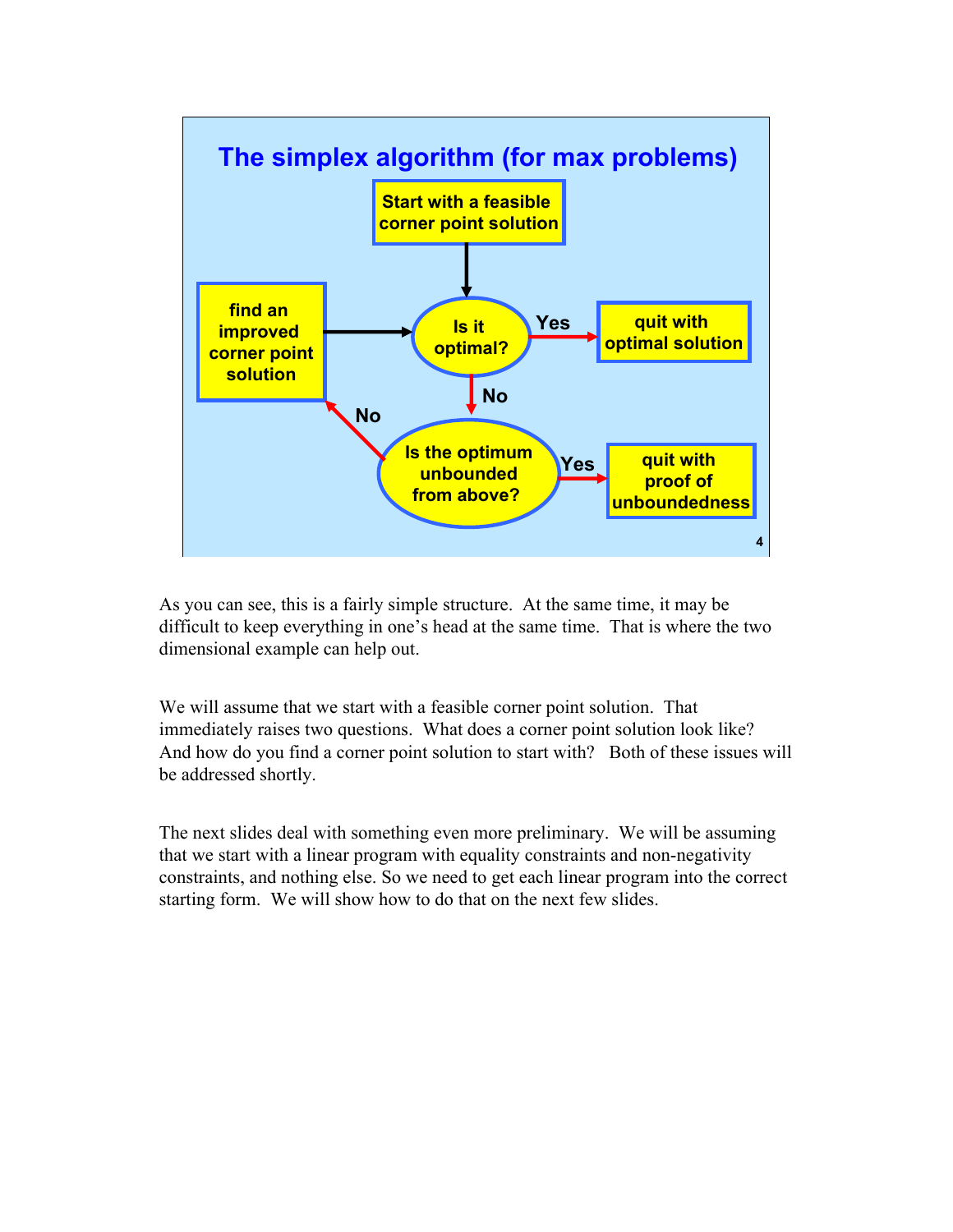## The simplex algorithm (for max problems)

- Start with a feasible corner point solution
- Is it optimal?
  - Yes → quit with optimal solution
  - No → Is the optimum unbounded from above?
    - Yes → quit with proof of unboundedness
    - No → find an improved corner point solution → Is it optimal?

As you can see, this is a fairly simple structure. At the same time, it may be difficult to keep everything in one's head at the same time. That is where the two dimensional example can help out.

We will assume that we start with a feasible corner point solution. That immediately raises two questions. What does a corner point solution look like? And how do you find a corner point solution to start with? Both of these issues will be addressed shortly.

The next slides deal with something even more preliminary. We will be assuming that we start with a linear program with equality constraints and non-negativity constraints, and nothing else. So we need to get each linear program into the correct starting form. We will show how to do that on the next few slides.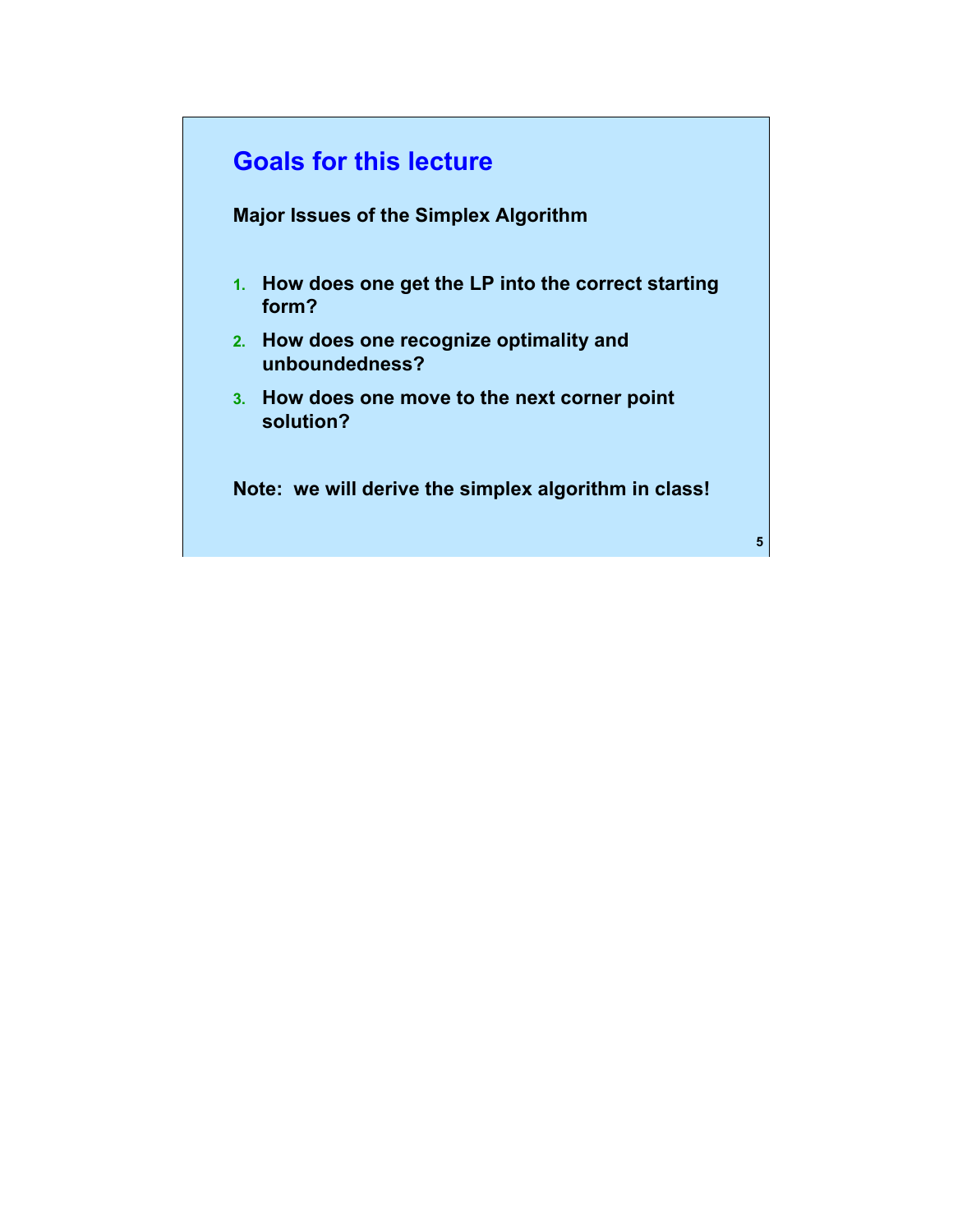# Goals for this lecture

**Major Issues of the Simplex Algorithm**

1. **How does one get the LP into the correct starting form?**
2. **How does one recognize optimality and unboundedness?**
3. **How does one move to the next corner point solution?**

**Note: we will derive the simplex algorithm in class!**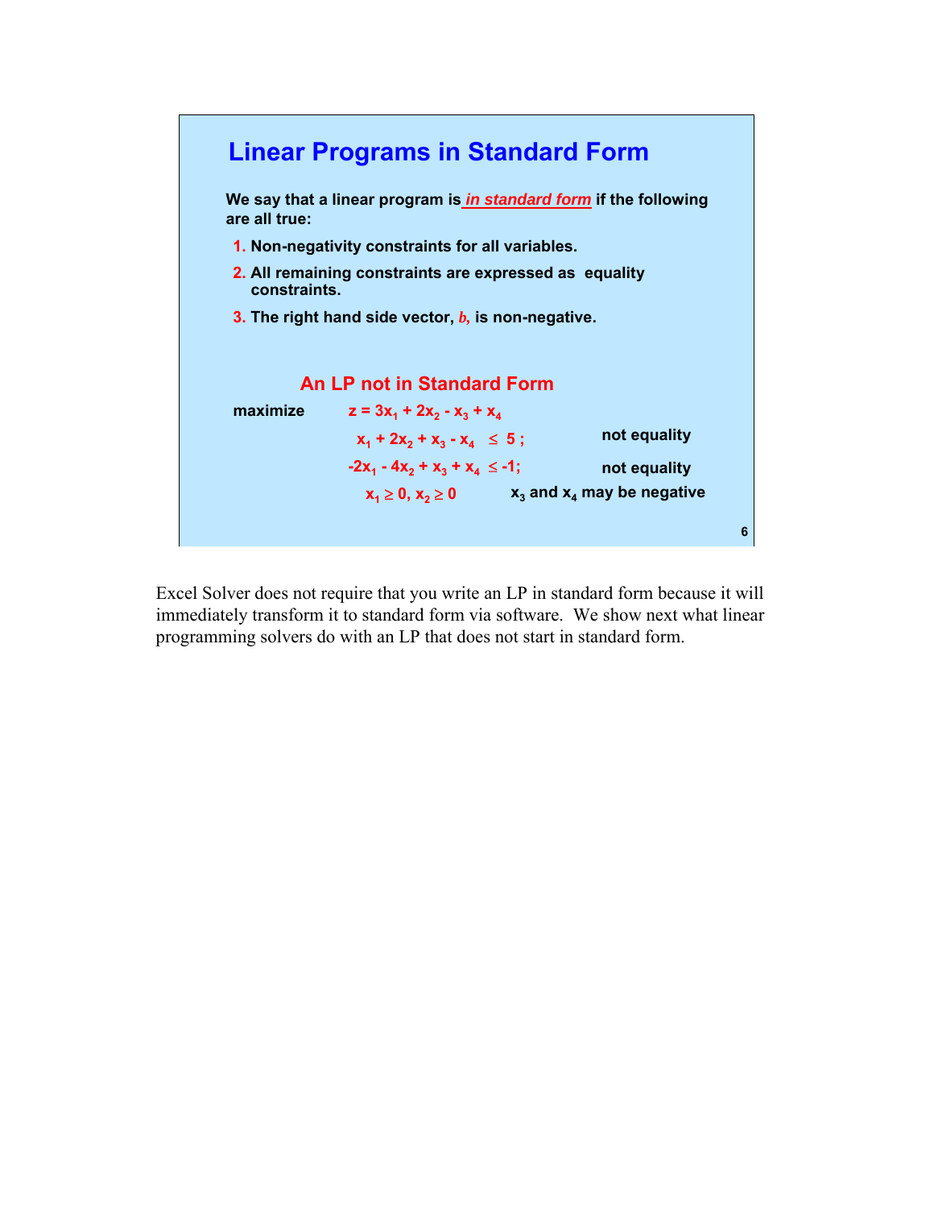## Linear Programs in Standard Form

**We say that a linear program is *in standard form* if the following are all true:**

1. **Non-negativity constraints for all variables.**
2. **All remaining constraints are expressed as equality constraints.**
3. **The right hand side vector, *b*, is non-negative.**

### An LP not in Standard Form

**maximize** $z = 3x_1 + 2x_2 - x_3 + x_4$

$x_1 + 2x_2 + x_3 - x_4 \leq 5$ ; **not equality**

$-2x_1 - 4x_2 + x_3 + x_4 \leq -1$; **not equality**

$x_1 \geq 0, x_2 \geq 0$ **$x_3$ and $x_4$ may be negative**

Excel Solver does not require that you write an LP in standard form because it will immediately transform it to standard form via software. We show next what linear programming solvers do with an LP that does not start in standard form.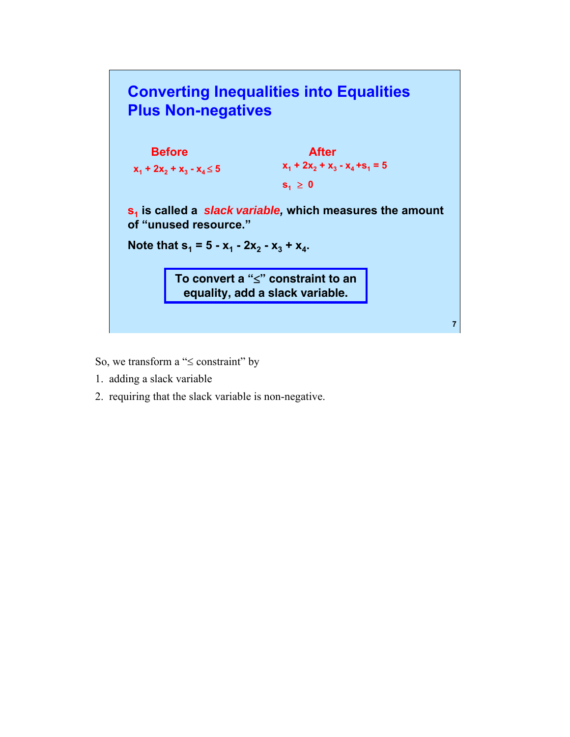## Converting Inequalities into Equalities Plus Non-negatives

**Before**

$x_1 + 2x_2 + x_3 - x_4 \leq 5$

**After**

$x_1 + 2x_2 + x_3 - x_4 + s_1 = 5$

$s_1 \geq 0$

$s_1$ is called a *slack variable*, which measures the amount of "unused resource."

Note that $s_1 = 5 - x_1 - 2x_2 - x_3 + x_4$.

**To convert a "≤" constraint to an equality, add a slack variable.**

So, we transform a "≤ constraint" by

1. adding a slack variable
2. requiring that the slack variable is non-negative.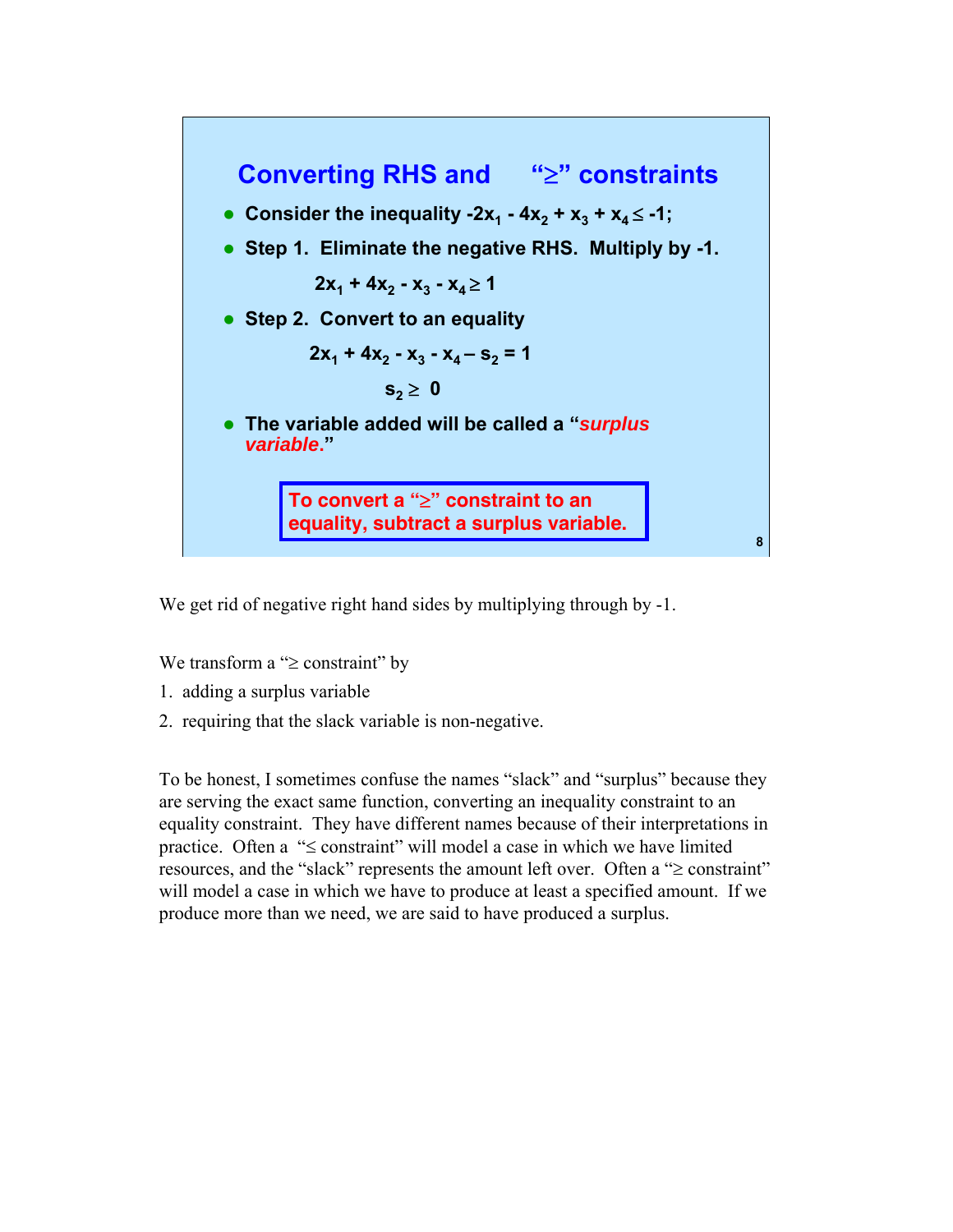## Converting RHS and "≥" constraints

- Consider the inequality $-2x_1 - 4x_2 + x_3 + x_4 \leq -1$;
- Step 1. Eliminate the negative RHS. Multiply by -1.

$$2x_1 + 4x_2 - x_3 - x_4 \geq 1$$

- Step 2. Convert to an equality

$$2x_1 + 4x_2 - x_3 - x_4 - s_2 = 1$$

$$s_2 \geq 0$$

- The variable added will be called a "*surplus variable*."

**To convert a "≥" constraint to an equality, subtract a surplus variable.**

We get rid of negative right hand sides by multiplying through by -1.

We transform a "≥ constraint" by

1. adding a surplus variable
2. requiring that the slack variable is non-negative.

To be honest, I sometimes confuse the names "slack" and "surplus" because they are serving the exact same function, converting an inequality constraint to an equality constraint. They have different names because of their interpretations in practice. Often a "≤ constraint" will model a case in which we have limited resources, and the "slack" represents the amount left over. Often a "≥ constraint" will model a case in which we have to produce at least a specified amount. If we produce more than we need, we are said to have produced a surplus.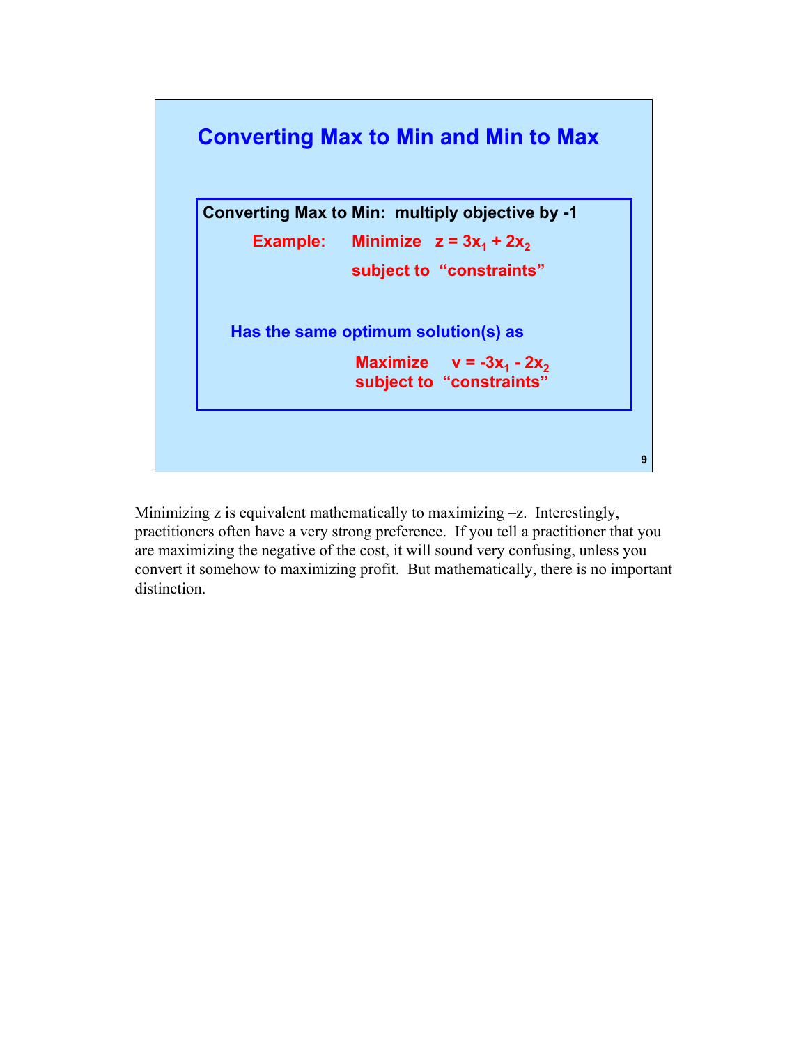## Converting Max to Min and Min to Max

**Converting Max to Min: multiply objective by -1**

**Example:** Minimize $z = 3x_1 + 2x_2$

subject to "constraints"

**Has the same optimum solution(s) as**

Maximize $v = -3x_1 - 2x_2$

subject to "constraints"

Minimizing z is equivalent mathematically to maximizing –z. Interestingly, practitioners often have a very strong preference. If you tell a practitioner that you are maximizing the negative of the cost, it will sound very confusing, unless you convert it somehow to maximizing profit. But mathematically, there is no important distinction.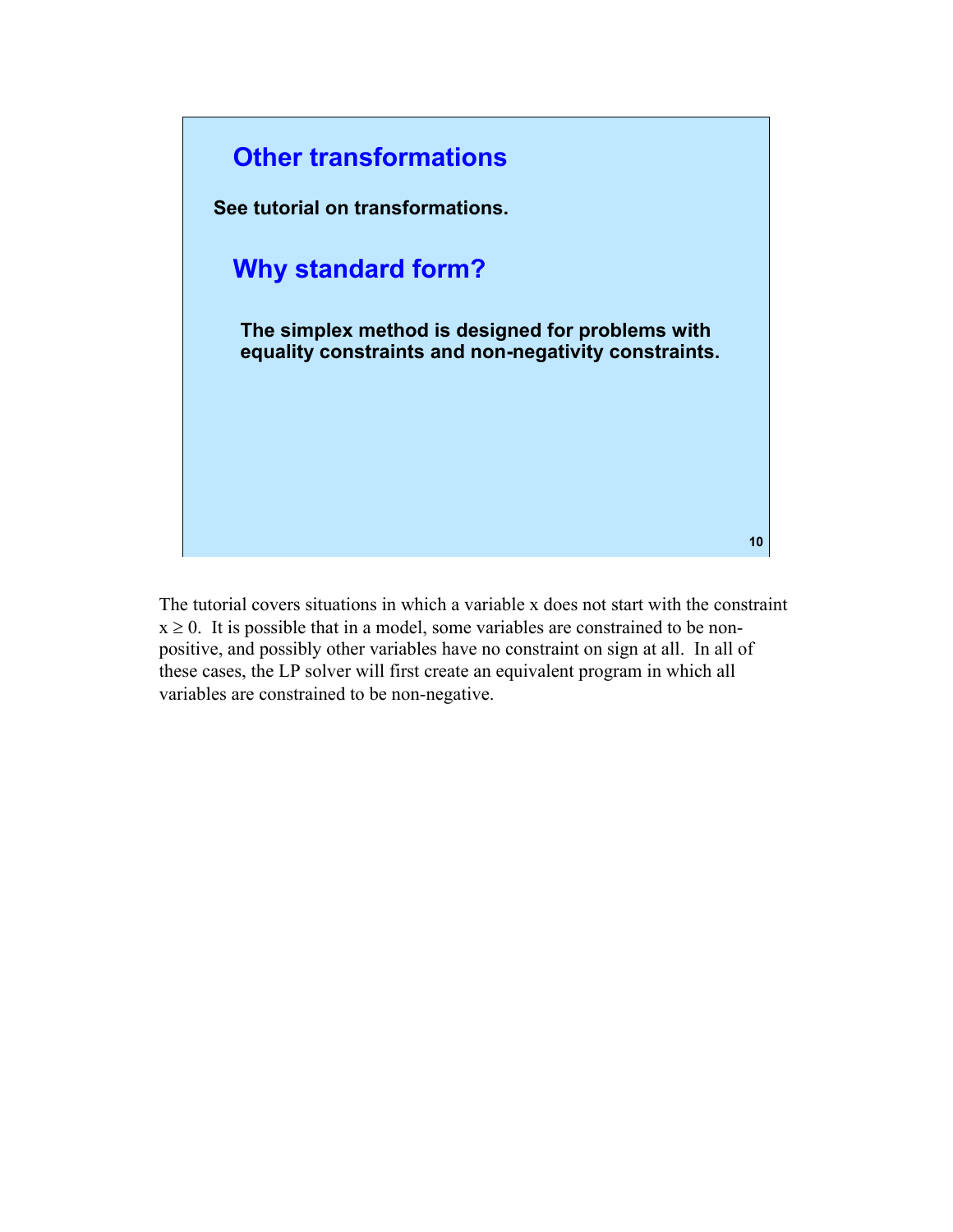## Other transformations

**See tutorial on transformations.**

## Why standard form?

**The simplex method is designed for problems with equality constraints and non-negativity constraints.**

The tutorial covers situations in which a variable x does not start with the constraint $x \geq 0$. It is possible that in a model, some variables are constrained to be non-positive, and possibly other variables have no constraint on sign at all. In all of these cases, the LP solver will first create an equivalent program in which all variables are constrained to be non-negative.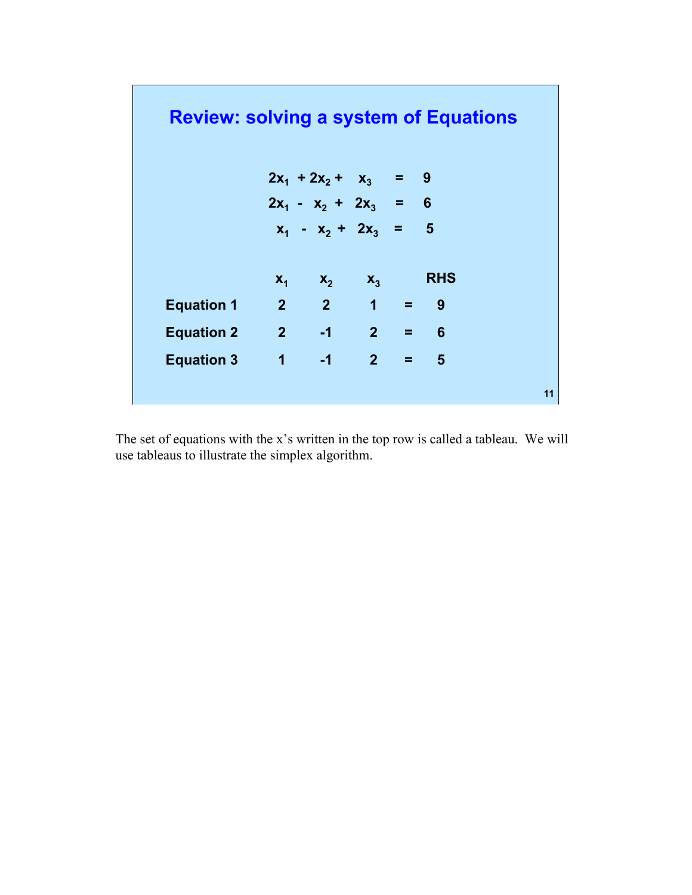## Review: solving a system of Equations

$$
\begin{aligned}
2x_1 + 2x_2 + x_3 &= 9 \\
2x_1 - x_2 + 2x_3 &= 6 \\
x_1 - x_2 + 2x_3 &= 5
\end{aligned}
$$

| | $x_1$ | $x_2$ | $x_3$ | | RHS |
|---|---|---|---|---|---|
| **Equation 1** | 2 | 2 | 1 | = | 9 |
| **Equation 2** | 2 | -1 | 2 | = | 6 |
| **Equation 3** | 1 | -1 | 2 | = | 5 |

The set of equations with the x's written in the top row is called a tableau. We will use tableaus to illustrate the simplex algorithm.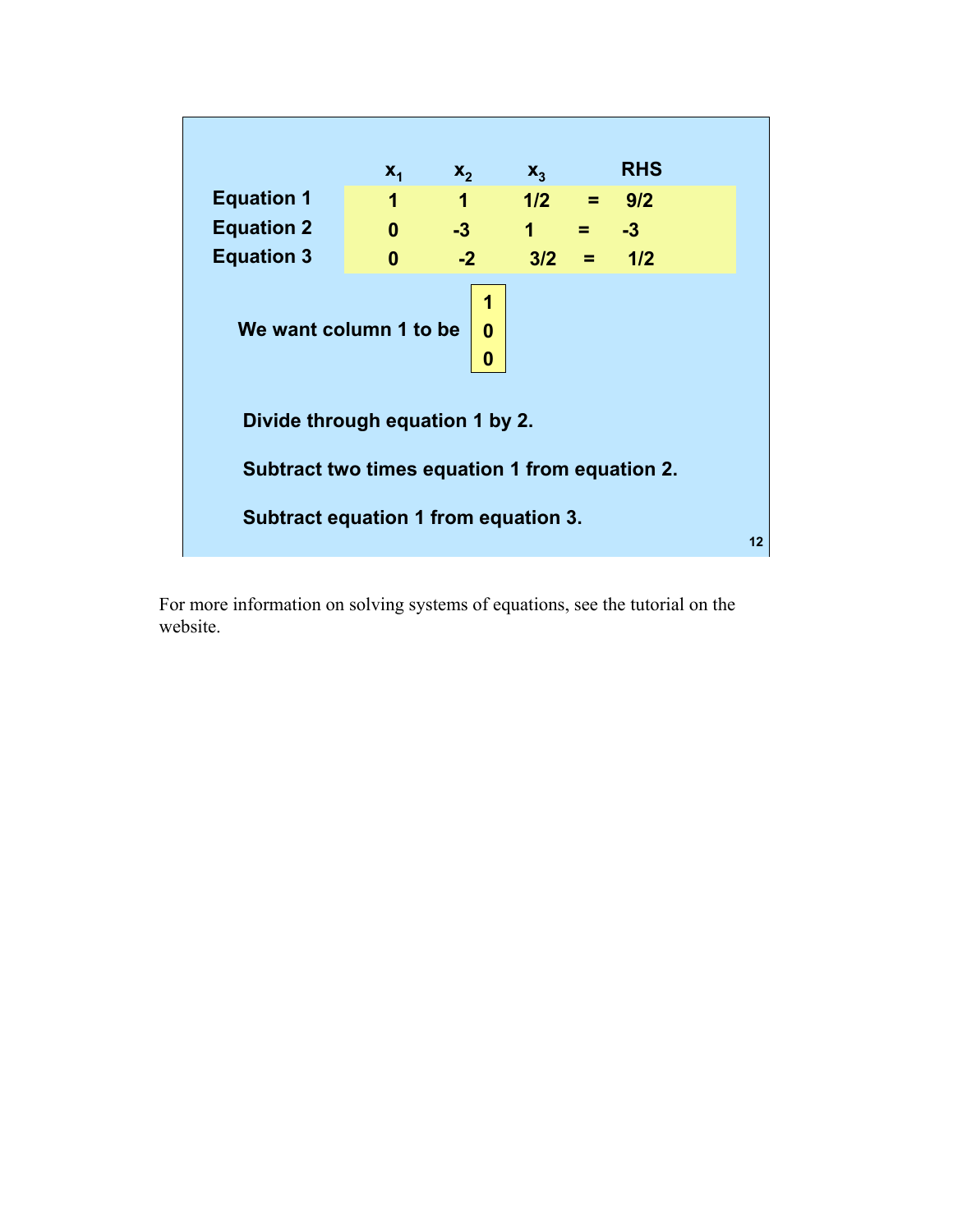|  | $x_1$ | $x_2$ | $x_3$ |  | RHS |
|---|---|---|---|---|---|
| **Equation 1** | 1 | 1 | 1/2 | = | 9/2 |
| **Equation 2** | 0 | -3 | 1 | = | -3 |
| **Equation 3** | 0 | -2 | 3/2 | = | 1/2 |

**We want column 1 to be** $\begin{bmatrix} 1 \\ 0 \\ 0 \end{bmatrix}$

**Divide through equation 1 by 2.**

**Subtract two times equation 1 from equation 2.**

**Subtract equation 1 from equation 3.**

For more information on solving systems of equations, see the tutorial on the website.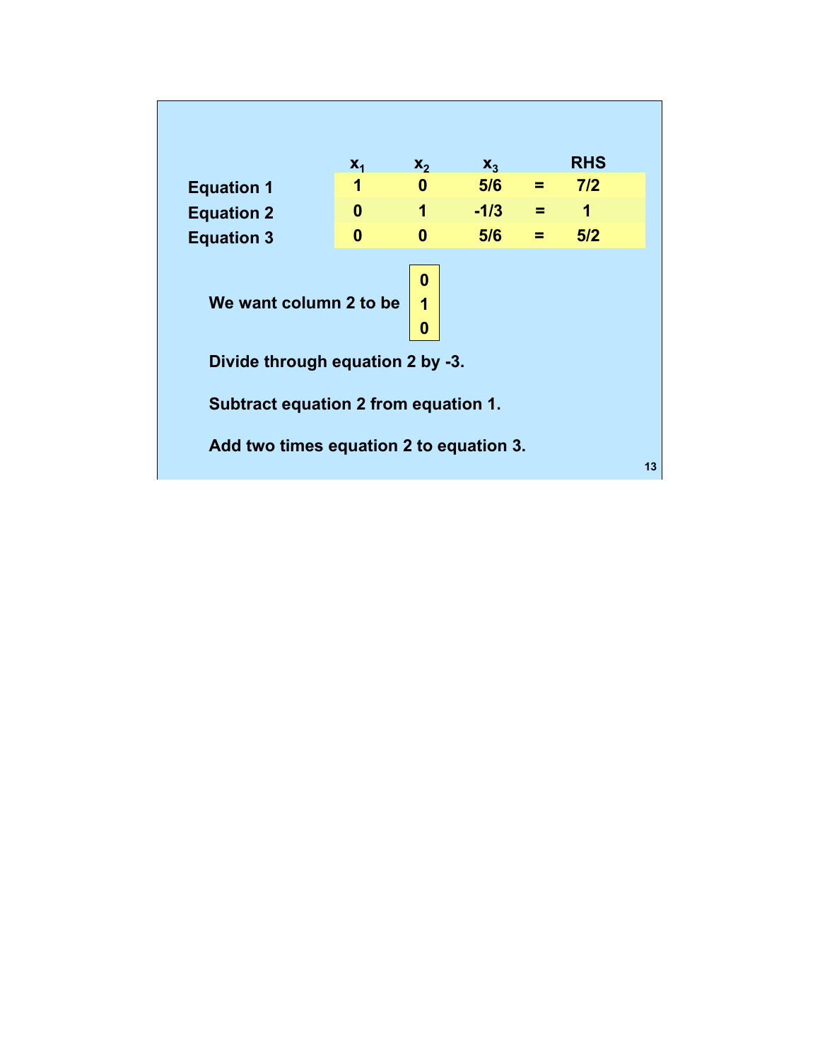| | $x_1$ | $x_2$ | $x_3$ | | RHS |
|---|---|---|---|---|---|
| **Equation 1** | 1 | 0 | 5/6 | = | 7/2 |
| **Equation 2** | 0 | 1 | -1/3 | = | 1 |
| **Equation 3** | 0 | 0 | 5/6 | = | 5/2 |

**We want column 2 to be**

| 0 |
|---|
| 1 |
| 0 |

**Divide through equation 2 by -3.**

**Subtract equation 2 from equation 1.**

**Add two times equation 2 to equation 3.**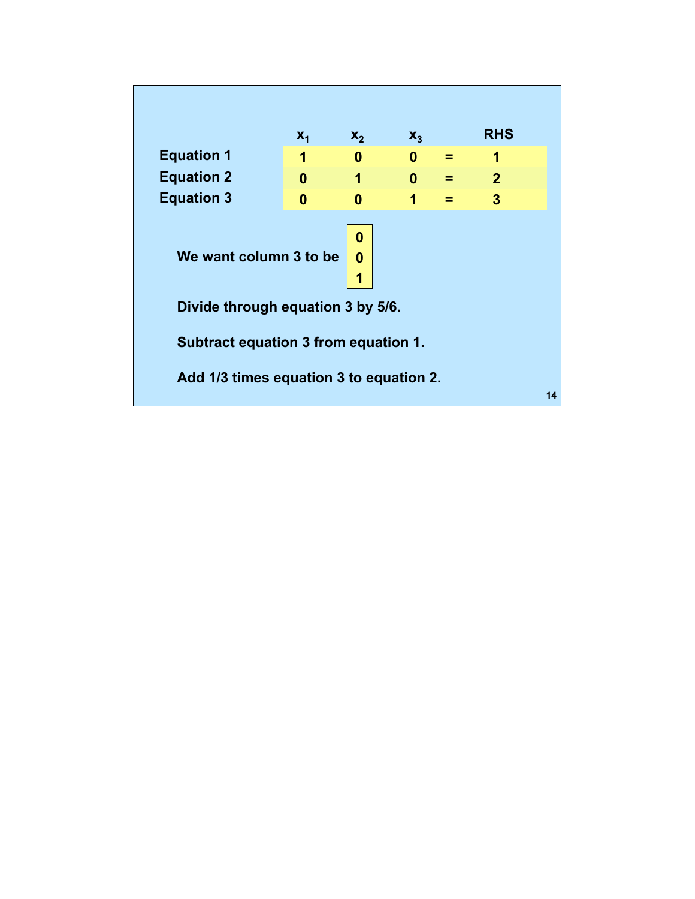|  | $x_1$ | $x_2$ | $x_3$ |  | RHS |
|---|---|---|---|---|---|
| **Equation 1** | 1 | 0 | 0 | = | 1 |
| **Equation 2** | 0 | 1 | 0 | = | 2 |
| **Equation 3** | 0 | 0 | 1 | = | 3 |

**We want column 3 to be** $\begin{bmatrix} 0 \\ 0 \\ 1 \end{bmatrix}$

**Divide through equation 3 by 5/6.**

**Subtract equation 3 from equation 1.**

**Add 1/3 times equation 3 to equation 2.**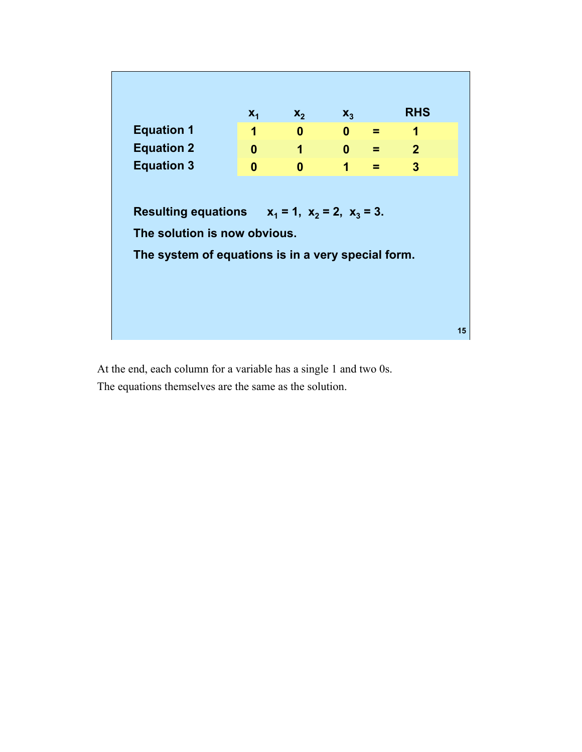| | $x_1$ | $x_2$ | $x_3$ | | RHS |
|---|---|---|---|---|---|
| **Equation 1** | 1 | 0 | 0 | = | 1 |
| **Equation 2** | 0 | 1 | 0 | = | 2 |
| **Equation 3** | 0 | 0 | 1 | = | 3 |

**Resulting equations** $x_1 = 1$, $x_2 = 2$, $x_3 = 3$.

**The solution is now obvious.**

**The system of equations is in a very special form.**

At the end, each column for a variable has a single 1 and two 0s.

The equations themselves are the same as the solution.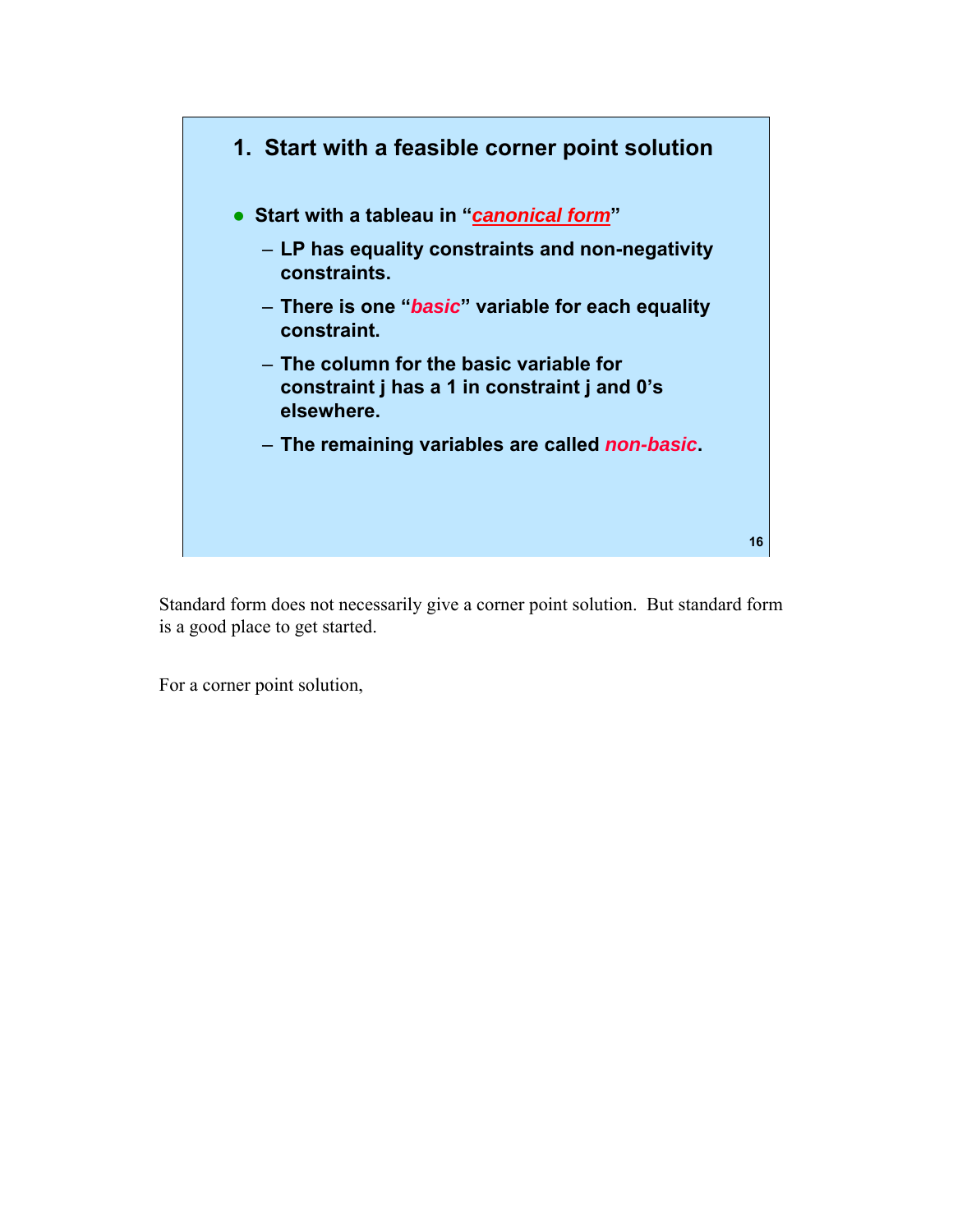## 1. Start with a feasible corner point solution

- **Start with a tableau in "*canonical form*"**
  - **LP has equality constraints and non-negativity constraints.**
  - **There is one "*basic*" variable for each equality constraint.**
  - **The column for the basic variable for constraint j has a 1 in constraint j and 0's elsewhere.**
  - **The remaining variables are called *non-basic*.**

Standard form does not necessarily give a corner point solution. But standard form is a good place to get started.

For a corner point solution,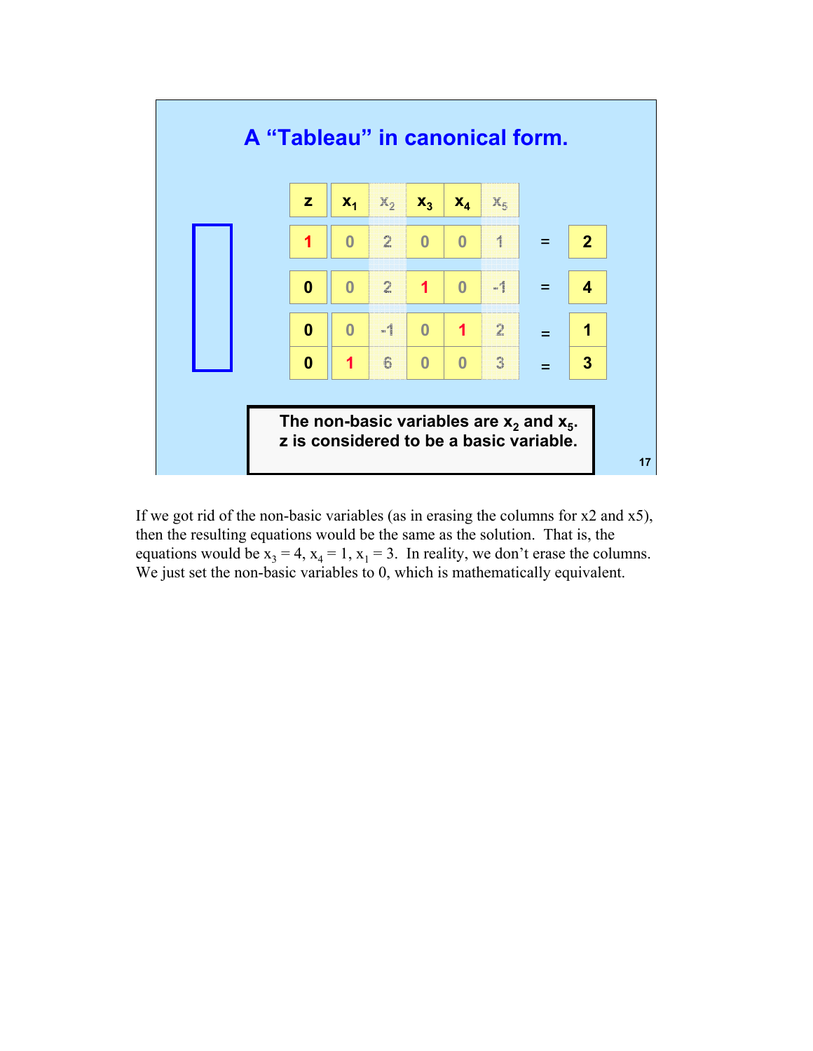## A "Tableau" in canonical form.

| z | $x_1$ | $x_2$ | $x_3$ | $x_4$ | $x_5$ | | |
|---|---|---|---|---|---|---|---|
| 1 | 0 | 2 | 0 | 0 | 1 | = | 2 |
| 0 | 0 | 2 | 1 | 0 | -1 | = | 4 |
| 0 | 0 | -1 | 0 | 1 | 2 | = | 1 |
| 0 | 1 | 6 | 0 | 0 | 3 | = | 3 |

**The non-basic variables are $x_2$ and $x_5$.**
**z is considered to be a basic variable.**

If we got rid of the non-basic variables (as in erasing the columns for x2 and x5), then the resulting equations would be the same as the solution. That is, the equations would be $x_3 = 4$, $x_4 = 1$, $x_1 = 3$. In reality, we don't erase the columns. We just set the non-basic variables to 0, which is mathematically equivalent.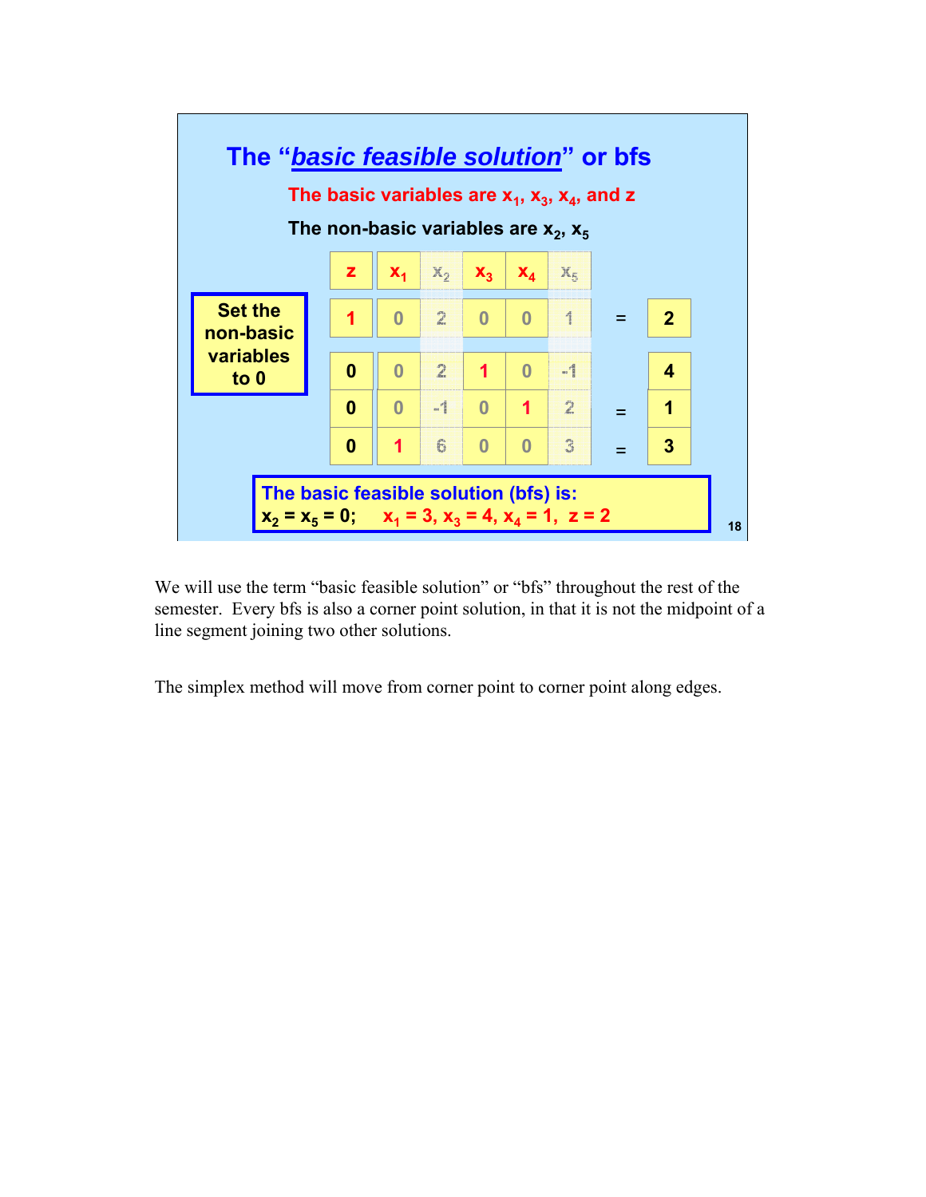## The "*basic feasible solution*" or bfs

**The basic variables are $x_1$, $x_3$, $x_4$, and z**

**The non-basic variables are $x_2$, $x_5$**

**Set the non-basic variables to 0**

| z | $x_1$ | $x_2$ | $x_3$ | $x_4$ | $x_5$ | | RHS |
|---|---|---|---|---|---|---|---|
| 1 | 0 | 2 | 0 | 0 | 1 | = | 2 |
| 0 | 0 | 2 | 1 | 0 | -1 | | 4 |
| 0 | 0 | -1 | 0 | 1 | 2 | = | 1 |
| 0 | 1 | 6 | 0 | 0 | 3 | = | 3 |

**The basic feasible solution (bfs) is:**
**$x_2 = x_5 = 0$;  $x_1 = 3$, $x_3 = 4$, $x_4 = 1$, $z = 2$**

We will use the term "basic feasible solution" or "bfs" throughout the rest of the semester. Every bfs is also a corner point solution, in that it is not the midpoint of a line segment joining two other solutions.

The simplex method will move from corner point to corner point along edges.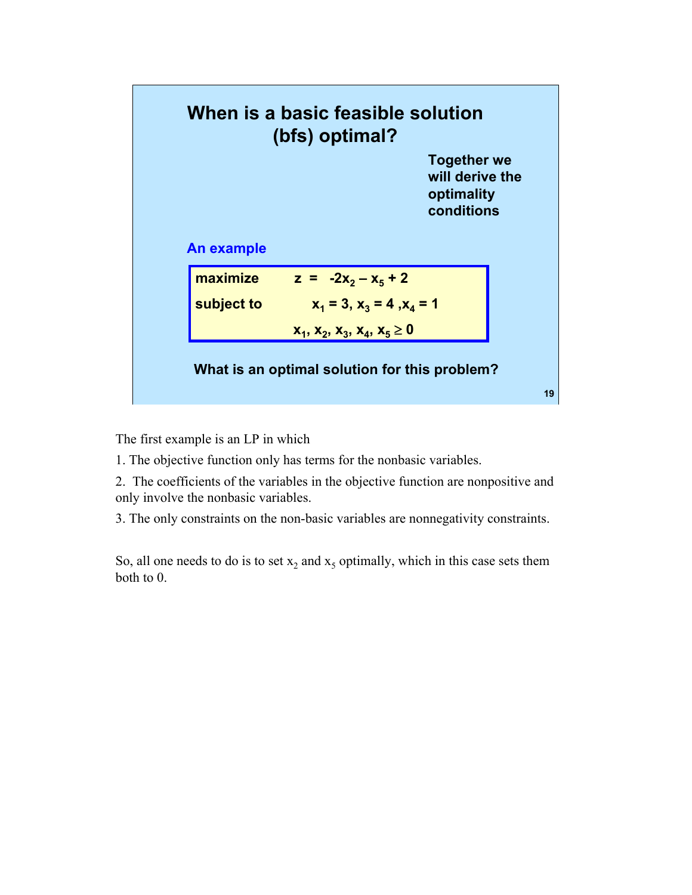## When is a basic feasible solution (bfs) optimal?

**Together we will derive the optimality conditions**

**An example**

| | |
|---|---|
| **maximize** | $z = -2x_2 - x_5 + 2$ |
| **subject to** | $x_1 = 3, x_3 = 4, x_4 = 1$ |
| | $x_1, x_2, x_3, x_4, x_5 \geq 0$ |

**What is an optimal solution for this problem?**

The first example is an LP in which

1. The objective function only has terms for the nonbasic variables.
2. The coefficients of the variables in the objective function are nonpositive and only involve the nonbasic variables.
3. The only constraints on the non-basic variables are nonnegativity constraints.

So, all one needs to do is to set $x_2$ and $x_5$ optimally, which in this case sets them both to 0.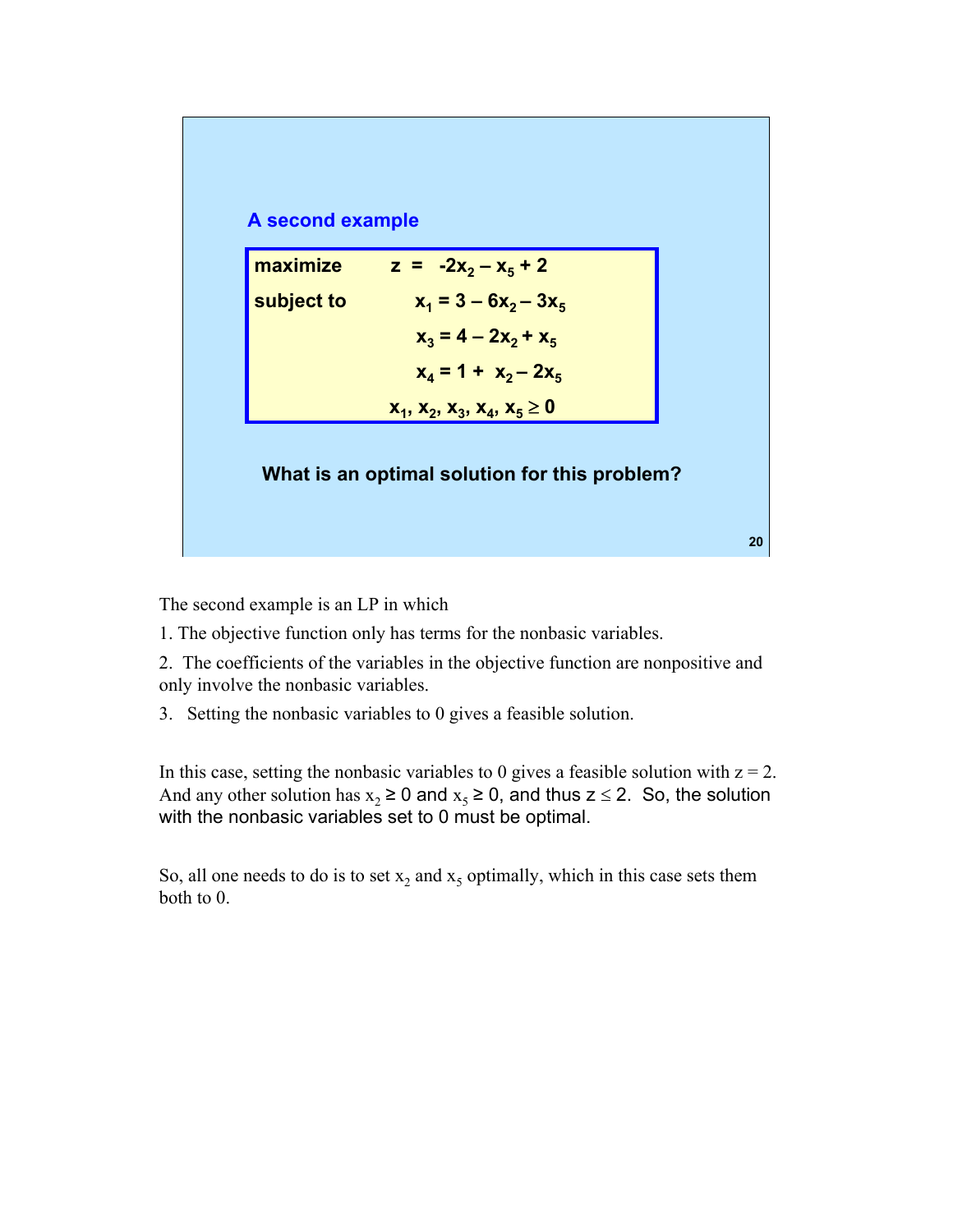### A second example

$$
\begin{aligned}
\text{maximize} \quad & z = -2x_2 - x_5 + 2 \\
\text{subject to} \quad & x_1 = 3 - 6x_2 - 3x_5 \\
& x_3 = 4 - 2x_2 + x_5 \\
& x_4 = 1 + x_2 - 2x_5 \\
& x_1, x_2, x_3, x_4, x_5 \geq 0
\end{aligned}
$$

**What is an optimal solution for this problem?**

The second example is an LP in which

1. The objective function only has terms for the nonbasic variables.
2. The coefficients of the variables in the objective function are nonpositive and only involve the nonbasic variables.
3. Setting the nonbasic variables to 0 gives a feasible solution.

In this case, setting the nonbasic variables to 0 gives a feasible solution with $z = 2$. And any other solution has $x_2 \geq 0$ and $x_5 \geq 0$, and thus $z \leq 2$. So, the solution with the nonbasic variables set to 0 must be optimal.

So, all one needs to do is to set $x_2$ and $x_5$ optimally, which in this case sets them both to 0.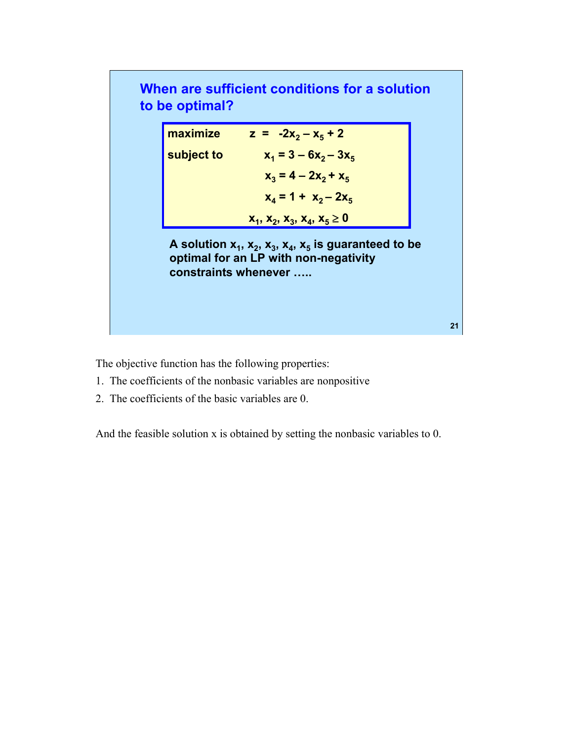## When are sufficient conditions for a solution to be optimal?

$$
\begin{aligned}
\textbf{maximize} \quad & z = -2x_2 - x_5 + 2 \\
\textbf{subject to} \quad & x_1 = 3 - 6x_2 - 3x_5 \\
& x_3 = 4 - 2x_2 + x_5 \\
& x_4 = 1 + x_2 - 2x_5 \\
& x_1, x_2, x_3, x_4, x_5 \geq 0
\end{aligned}
$$

**A solution $x_1, x_2, x_3, x_4, x_5$ is guaranteed to be optimal for an LP with non-negativity constraints whenever …..**

The objective function has the following properties:

1. The coefficients of the nonbasic variables are nonpositive
2. The coefficients of the basic variables are 0.

And the feasible solution x is obtained by setting the nonbasic variables to 0.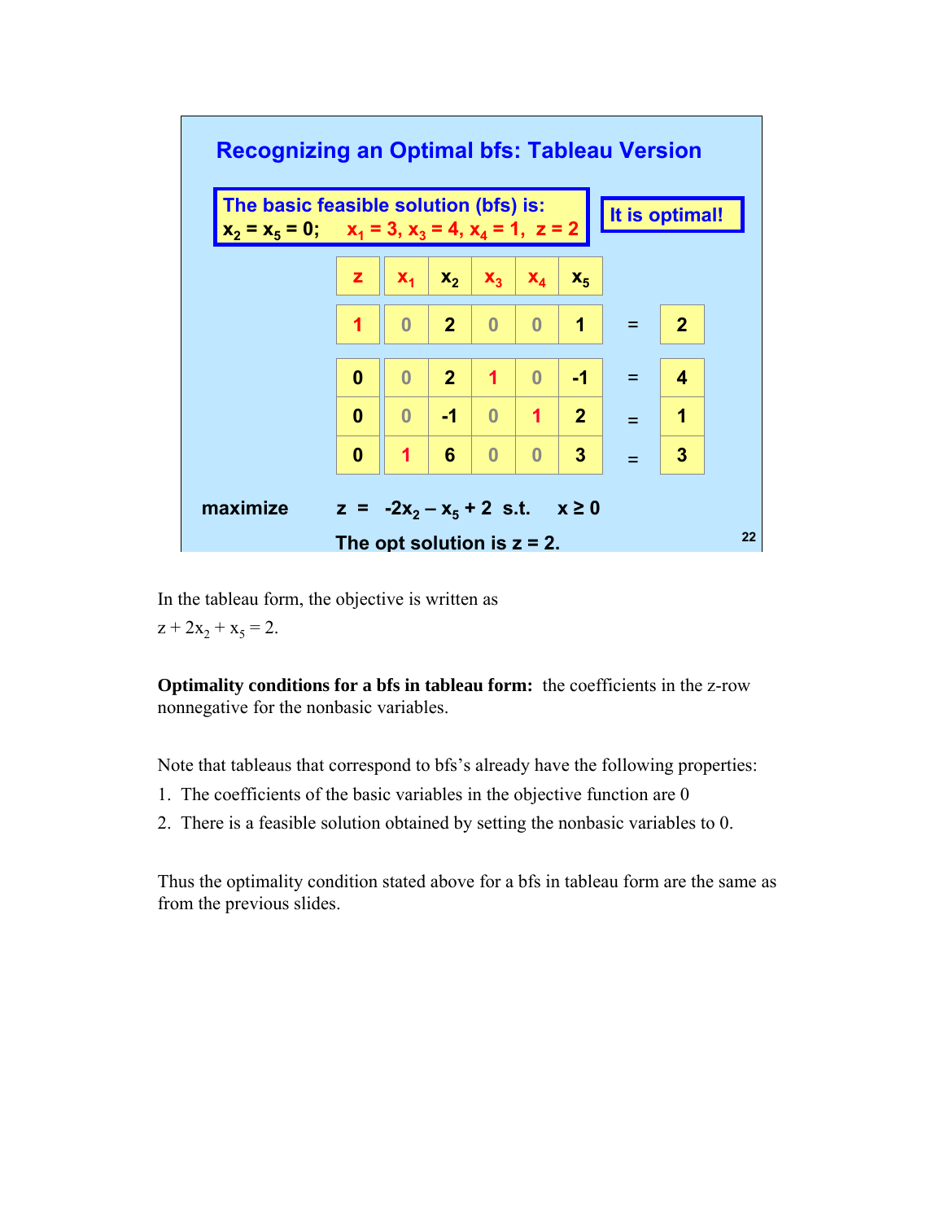## Recognizing an Optimal bfs: Tableau Version

**The basic feasible solution (bfs) is:**
$x_2 = x_5 = 0$; $x_1 = 3$, $x_3 = 4$, $x_4 = 1$, $z = 2$

**It is optimal!**

| z | $x_1$ | $x_2$ | $x_3$ | $x_4$ | $x_5$ | | RHS |
|---|---|---|---|---|---|---|---|
| 1 | 0 | 2 | 0 | 0 | 1 | = | 2 |
| 0 | 0 | 2 | 1 | 0 | -1 | = | 4 |
| 0 | 0 | -1 | 0 | 1 | 2 | = | 1 |
| 0 | 1 | 6 | 0 | 0 | 3 | = | 3 |

**maximize** $z = -2x_2 - x_5 + 2$ s.t. $x \geq 0$

**The opt solution is z = 2.**

In the tableau form, the objective is written as
$z + 2x_2 + x_5 = 2$.

**Optimality conditions for a bfs in tableau form:** the coefficients in the z-row nonnegative for the nonbasic variables.

Note that tableaus that correspond to bfs's already have the following properties:

1. The coefficients of the basic variables in the objective function are 0
2. There is a feasible solution obtained by setting the nonbasic variables to 0.

Thus the optimality condition stated above for a bfs in tableau form are the same as from the previous slides.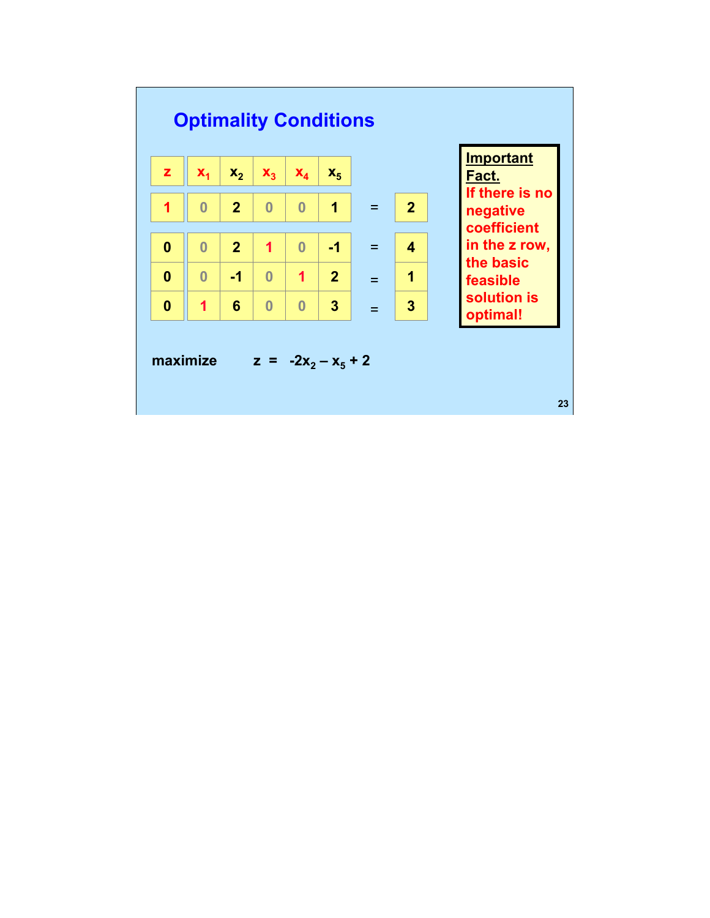## Optimality Conditions

| $z$ | $x_1$ | $x_2$ | $x_3$ | $x_4$ | $x_5$ | | RHS |
|---|---|---|---|---|---|---|---|
| 1 | 0 | 2 | 0 | 0 | 1 | = | 2 |
| 0 | 0 | 2 | 1 | 0 | -1 | = | 4 |
| 0 | 0 | -1 | 0 | 1 | 2 | = | 1 |
| 0 | 1 | 6 | 0 | 0 | 3 | = | 3 |

**Important Fact.** If there is no negative coefficient in the z row, the basic feasible solution is optimal!

**maximize** $z = -2x_2 - x_5 + 2$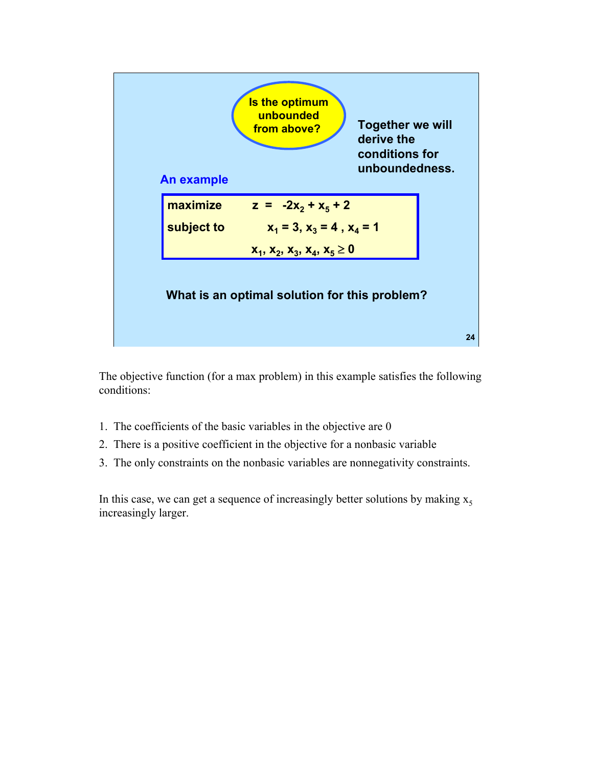**Is the optimum unbounded from above?**

**Together we will derive the conditions for unboundedness.**

### An example

| | |
|---|---|
| **maximize** | $z = -2x_2 + x_5 + 2$ |
| **subject to** | $x_1 = 3, x_3 = 4, x_4 = 1$ |
| | $x_1, x_2, x_3, x_4, x_5 \geq 0$ |

**What is an optimal solution for this problem?**

The objective function (for a max problem) in this example satisfies the following conditions:

1. The coefficients of the basic variables in the objective are 0
2. There is a positive coefficient in the objective for a nonbasic variable
3. The only constraints on the nonbasic variables are nonnegativity constraints.

In this case, we can get a sequence of increasingly better solutions by making $x_5$ increasingly larger.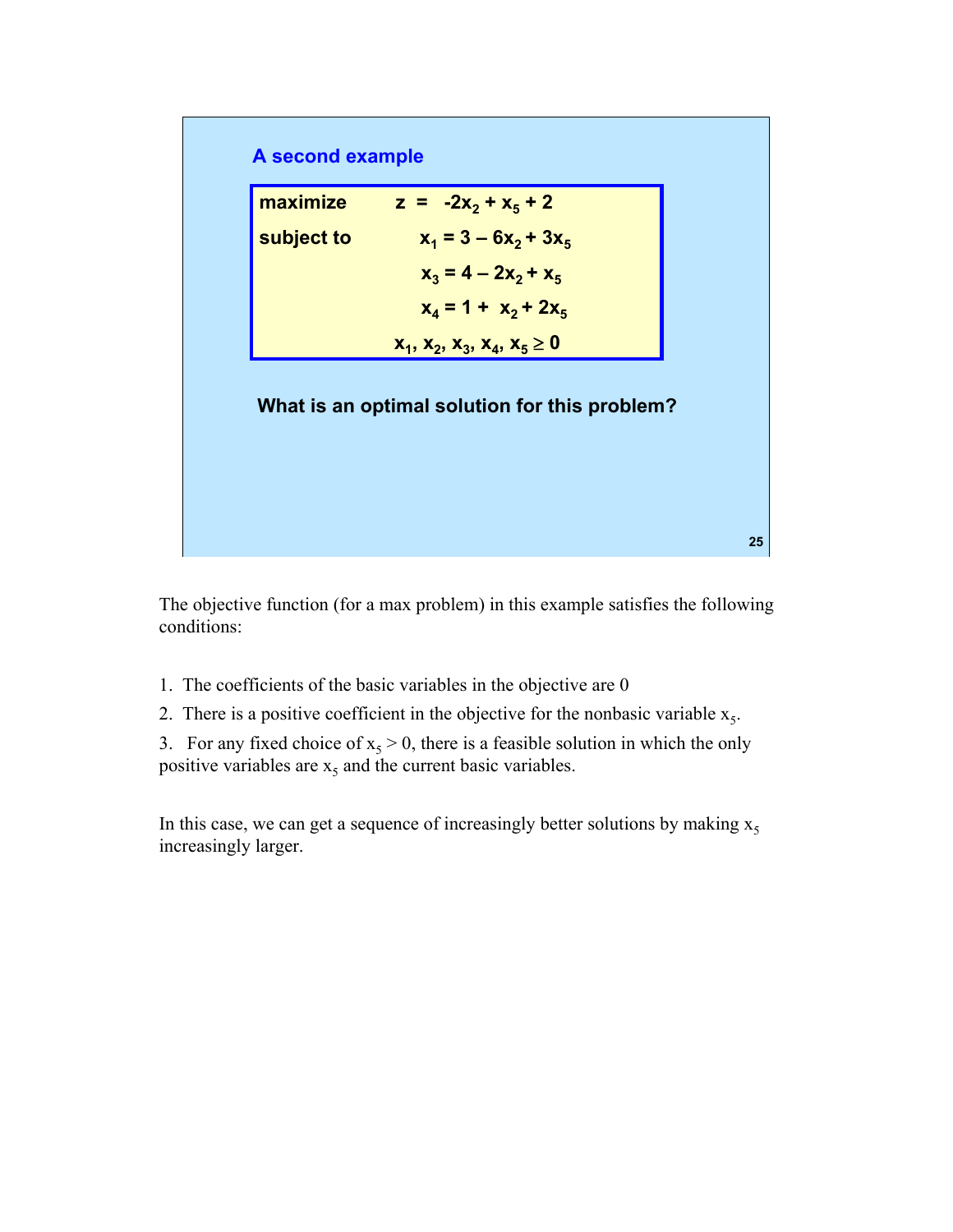## A second example

$$
\begin{array}{ll}
\textbf{maximize} & z = -2x_2 + x_5 + 2 \\
\textbf{subject to} & x_1 = 3 - 6x_2 + 3x_5 \\
& x_3 = 4 - 2x_2 + x_5 \\
& x_4 = 1 + x_2 + 2x_5 \\
& x_1, x_2, x_3, x_4, x_5 \geq 0
\end{array}
$$

**What is an optimal solution for this problem?**

The objective function (for a max problem) in this example satisfies the following conditions:

1. The coefficients of the basic variables in the objective are 0
2. There is a positive coefficient in the objective for the nonbasic variable $x_5$.
3. For any fixed choice of $x_5 > 0$, there is a feasible solution in which the only positive variables are $x_5$ and the current basic variables.

In this case, we can get a sequence of increasingly better solutions by making $x_5$ increasingly larger.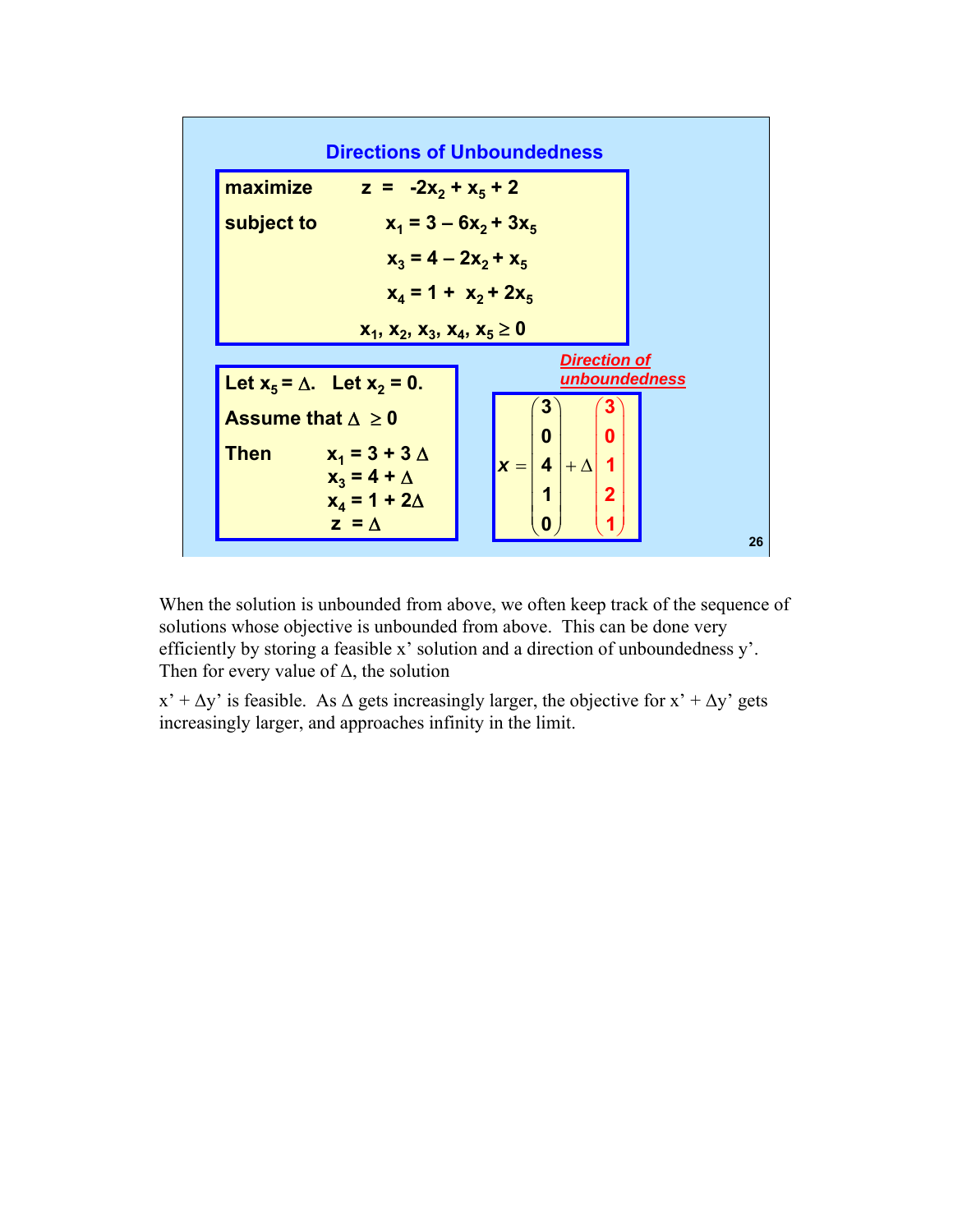## Directions of Unboundedness

**maximize** $z = -2x_2 + x_5 + 2$

**subject to**

$$x_1 = 3 - 6x_2 + 3x_5$$

$$x_3 = 4 - 2x_2 + x_5$$

$$x_4 = 1 + x_2 + 2x_5$$

$$x_1, x_2, x_3, x_4, x_5 \geq 0$$

**Let $x_5 = \Delta$. Let $x_2 = 0$.**

**Assume that $\Delta \geq 0$**

**Then**

$$x_1 = 3 + 3\Delta$$

$$x_3 = 4 + \Delta$$

$$x_4 = 1 + 2\Delta$$

$$z = \Delta$$

***Direction of unboundedness***

$$x = \begin{pmatrix} 3 \\ 0 \\ 4 \\ 1 \\ 0 \end{pmatrix} + \Delta \begin{pmatrix} 3 \\ 0 \\ 1 \\ 2 \\ 1 \end{pmatrix}$$

When the solution is unbounded from above, we often keep track of the sequence of solutions whose objective is unbounded from above. This can be done very efficiently by storing a feasible x' solution and a direction of unboundedness y'. Then for every value of $\Delta$, the solution

$x' + \Delta y'$ is feasible. As $\Delta$ gets increasingly larger, the objective for $x' + \Delta y'$ gets increasingly larger, and approaches infinity in the limit.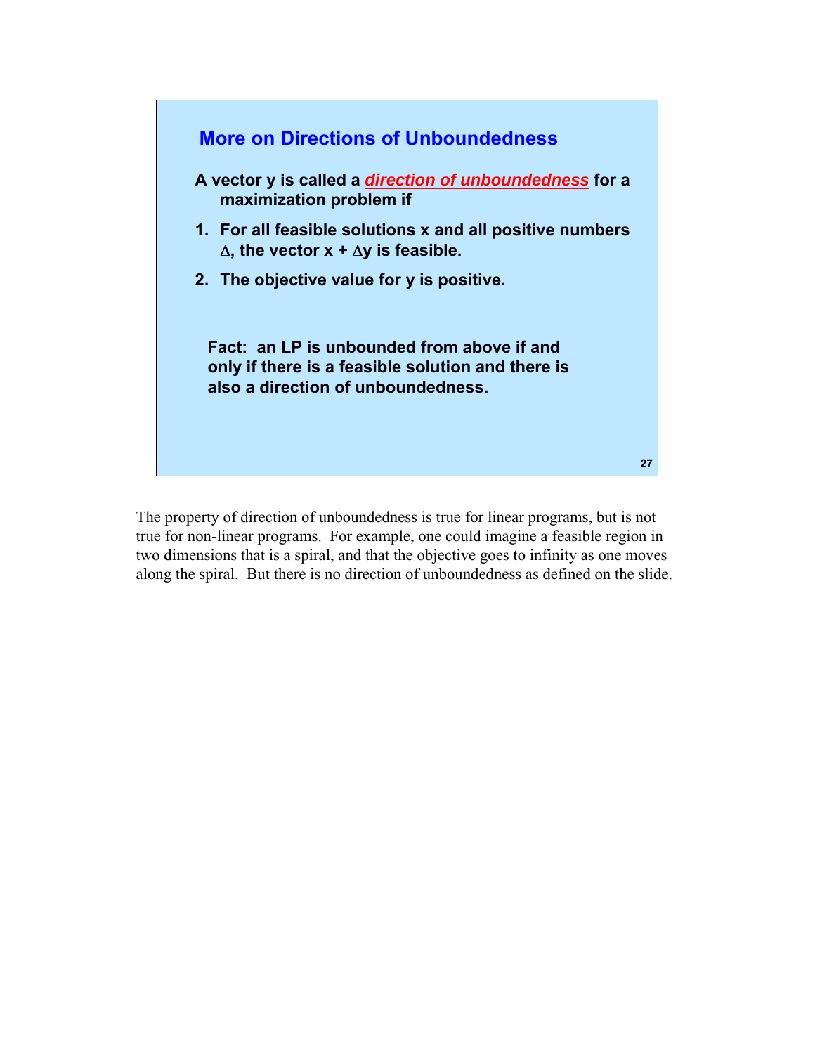## More on Directions of Unboundedness

**A vector y is called a *direction of unboundedness* for a maximization problem if**

1. **For all feasible solutions x and all positive numbers $\Delta$, the vector $x + \Delta y$ is feasible.**
2. **The objective value for y is positive.**

**Fact: an LP is unbounded from above if and only if there is a feasible solution and there is also a direction of unboundedness.**

The property of direction of unboundedness is true for linear programs, but is not true for non-linear programs. For example, one could imagine a feasible region in two dimensions that is a spiral, and that the objective goes to infinity as one moves along the spiral. But there is no direction of unboundedness as defined on the slide.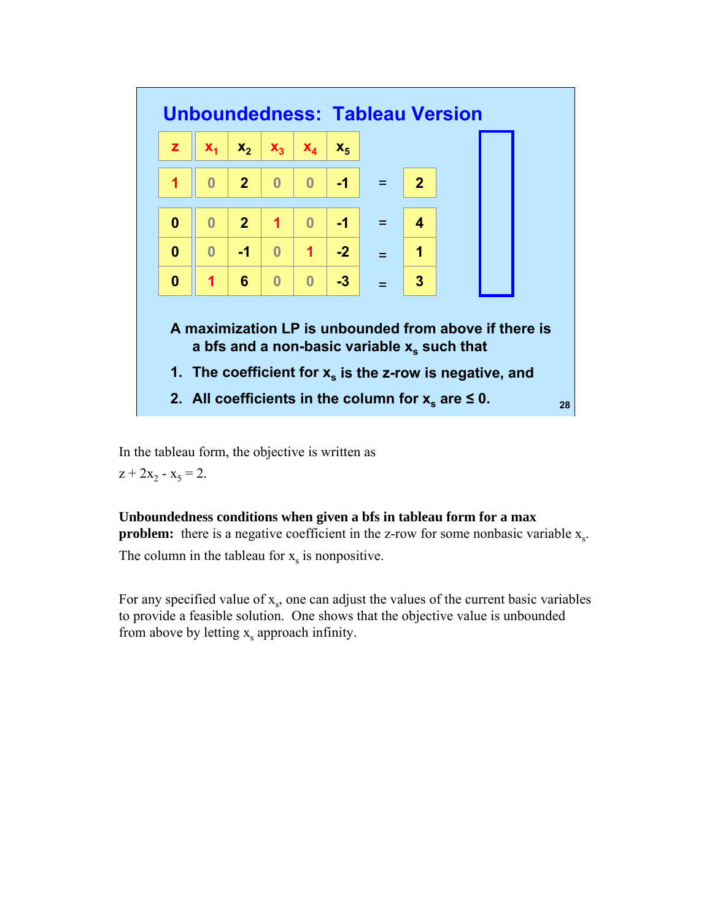## Unboundedness: Tableau Version

| z | $x_1$ | $x_2$ | $x_3$ | $x_4$ | $x_5$ | | RHS |
|---|---|---|---|---|---|---|---|
| 1 | 0 | 2 | 0 | 0 | -1 | = | 2 |
| 0 | 0 | 2 | 1 | 0 | -1 | = | 4 |
| 0 | 0 | -1 | 0 | 1 | -2 | = | 1 |
| 0 | 1 | 6 | 0 | 0 | -3 | = | 3 |

**A maximization LP is unbounded from above if there is a bfs and a non-basic variable $x_s$ such that**

1. **The coefficient for $x_s$ is the z-row is negative, and**
2. **All coefficients in the column for $x_s$ are ≤ 0.**

In the tableau form, the objective is written as

$z + 2x_2 - x_5 = 2$.

**Unboundedness conditions when given a bfs in tableau form for a max problem:** there is a negative coefficient in the z-row for some nonbasic variable $x_s$. The column in the tableau for $x_s$ is nonpositive.

For any specified value of $x_s$, one can adjust the values of the current basic variables to provide a feasible solution. One shows that the objective value is unbounded from above by letting $x_s$ approach infinity.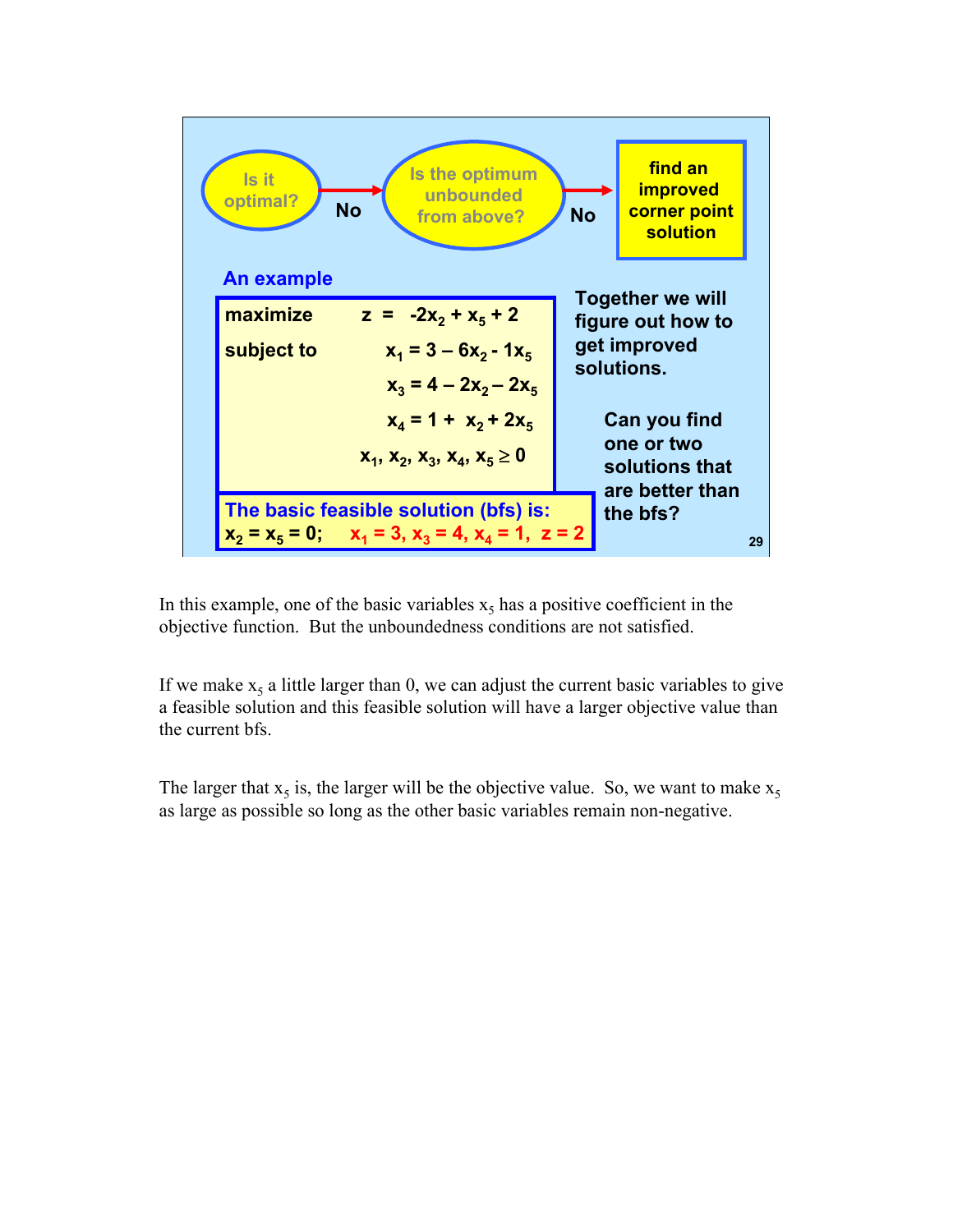Is it optimal? → No → Is the optimum unbounded from above? → No → **find an improved corner point solution**

**An example**

maximize $z = -2x_2 + x_5 + 2$

subject to

$$x_1 = 3 - 6x_2 - 1x_5$$

$$x_3 = 4 - 2x_2 - 2x_5$$

$$x_4 = 1 + x_2 + 2x_5$$

$$x_1, x_2, x_3, x_4, x_5 \geq 0$$

**The basic feasible solution (bfs) is:**

$x_2 = x_5 = 0$; $x_1 = 3$, $x_3 = 4$, $x_4 = 1$, $z = 2$

**Together we will figure out how to get improved solutions.**

**Can you find one or two solutions that are better than the bfs?**

In this example, one of the basic variables $x_5$ has a positive coefficient in the objective function. But the unboundedness conditions are not satisfied.

If we make $x_5$ a little larger than 0, we can adjust the current basic variables to give a feasible solution and this feasible solution will have a larger objective value than the current bfs.

The larger that $x_5$ is, the larger will be the objective value. So, we want to make $x_5$ as large as possible so long as the other basic variables remain non-negative.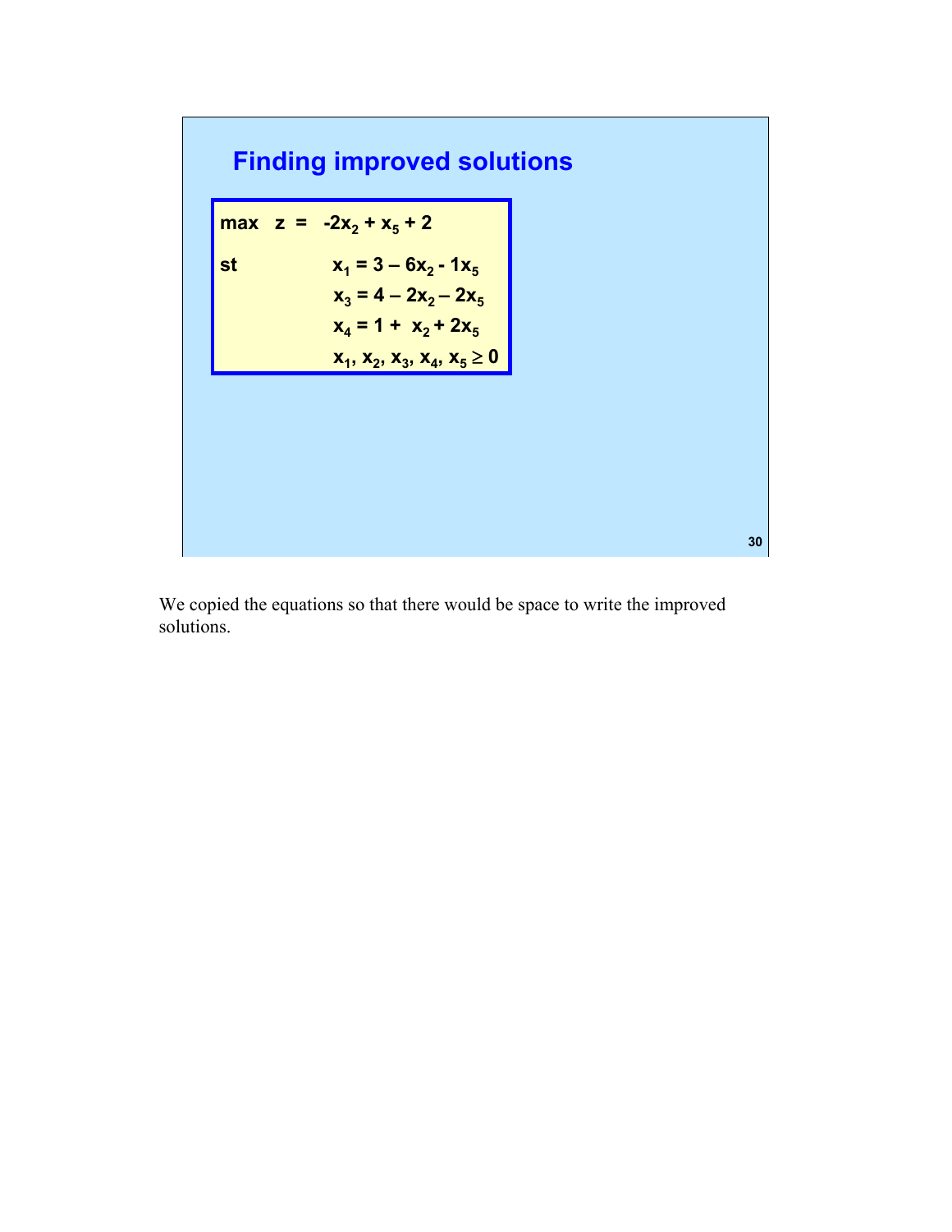## Finding improved solutions

$$
\begin{aligned}
\max \quad & z = -2x_2 + x_5 + 2 \\
\text{st} \quad & x_1 = 3 - 6x_2 - 1x_5 \\
& x_3 = 4 - 2x_2 - 2x_5 \\
& x_4 = 1 + x_2 + 2x_5 \\
& x_1, x_2, x_3, x_4, x_5 \geq 0
\end{aligned}
$$

We copied the equations so that there would be space to write the improved solutions.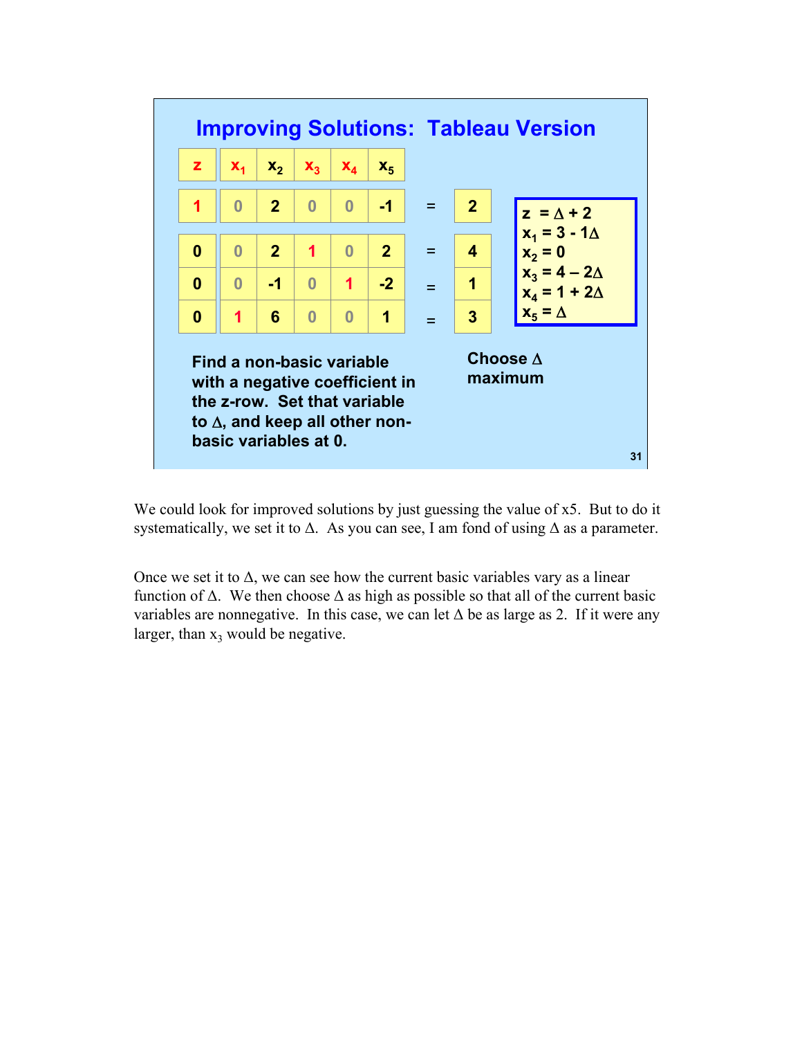## Improving Solutions: Tableau Version

| z | $x_1$ | $x_2$ | $x_3$ | $x_4$ | $x_5$ | | RHS |
|---|---|---|---|---|---|---|---|
| 1 | 0 | 2 | 0 | 0 | -1 | = | 2 |
| 0 | 0 | 2 | 1 | 0 | 2 | = | 4 |
| 0 | 0 | -1 | 0 | 1 | -2 | = | 1 |
| 0 | 1 | 6 | 0 | 0 | 1 | = | 3 |

$z = \Delta + 2$
$x_1 = 3 - 1\Delta$
$x_2 = 0$
$x_3 = 4 – 2\Delta$
$x_4 = 1 + 2\Delta$
$x_5 = \Delta$

**Find a non-basic variable with a negative coefficient in the z-row. Set that variable to $\Delta$, and keep all other non-basic variables at 0.**

**Choose $\Delta$ maximum**

We could look for improved solutions by just guessing the value of x5. But to do it systematically, we set it to $\Delta$. As you can see, I am fond of using $\Delta$ as a parameter.

Once we set it to $\Delta$, we can see how the current basic variables vary as a linear function of $\Delta$. We then choose $\Delta$ as high as possible so that all of the current basic variables are nonnegative. In this case, we can let $\Delta$ be as large as 2. If it were any larger, than $x_3$ would be negative.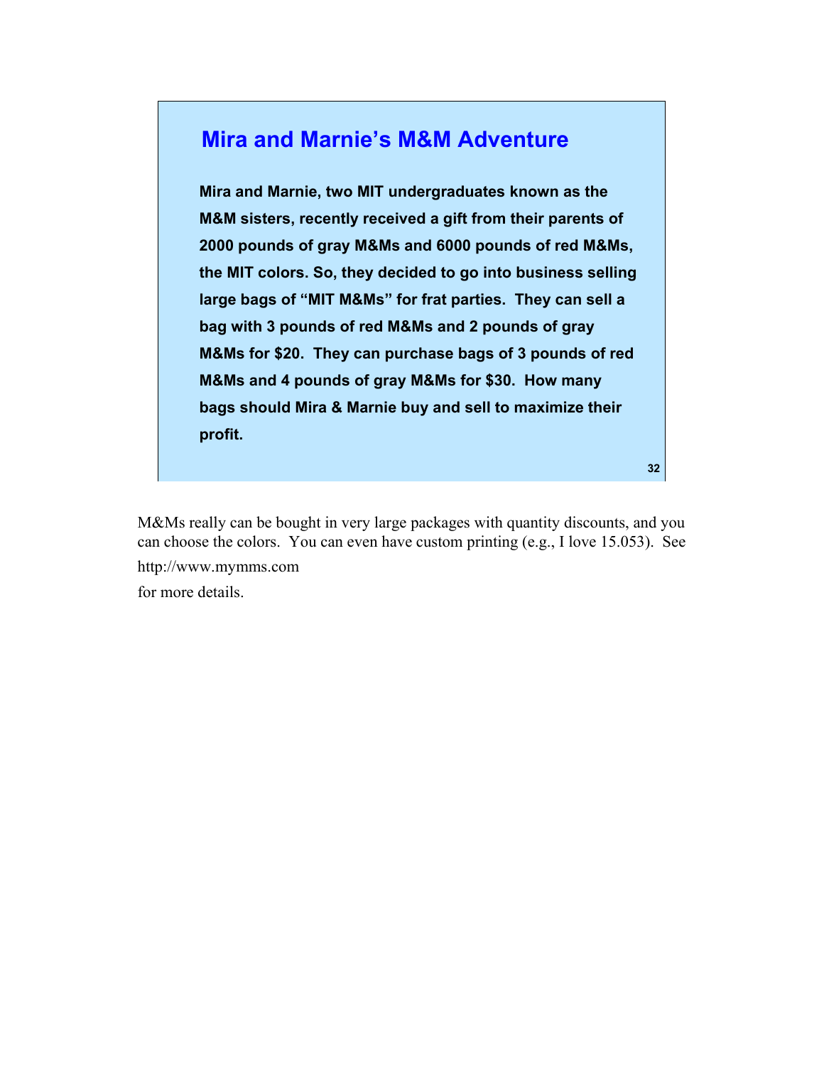## Mira and Marnie's M&M Adventure

**Mira and Marnie, two MIT undergraduates known as the M&M sisters, recently received a gift from their parents of 2000 pounds of gray M&Ms and 6000 pounds of red M&Ms, the MIT colors. So, they decided to go into business selling large bags of "MIT M&Ms" for frat parties. They can sell a bag with 3 pounds of red M&Ms and 2 pounds of gray M&Ms for $20. They can purchase bags of 3 pounds of red M&Ms and 4 pounds of gray M&Ms for $30. How many bags should Mira & Marnie buy and sell to maximize their profit.**

M&Ms really can be bought in very large packages with quantity discounts, and you can choose the colors. You can even have custom printing (e.g., I love 15.053). See

http://www.mymms.com

for more details.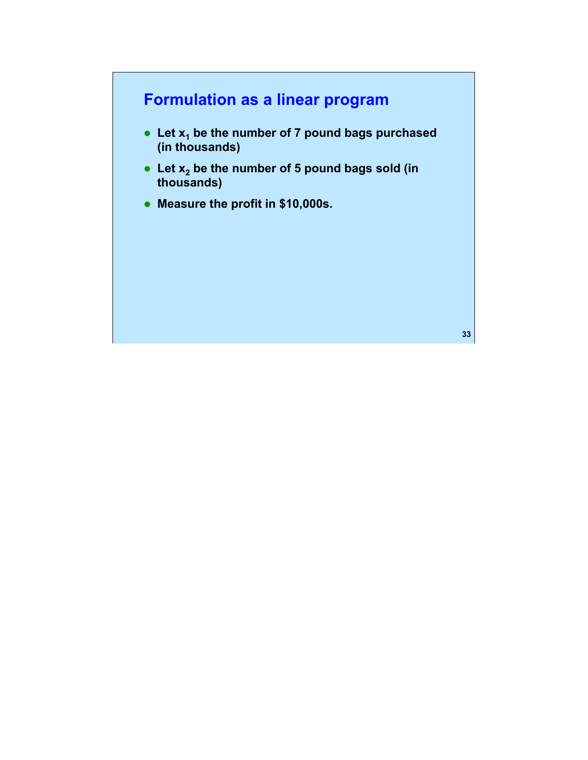## Formulation as a linear program

- Let $x_1$ be the number of 7 pound bags purchased (in thousands)
- Let $x_2$ be the number of 5 pound bags sold (in thousands)
- Measure the profit in $10,000s.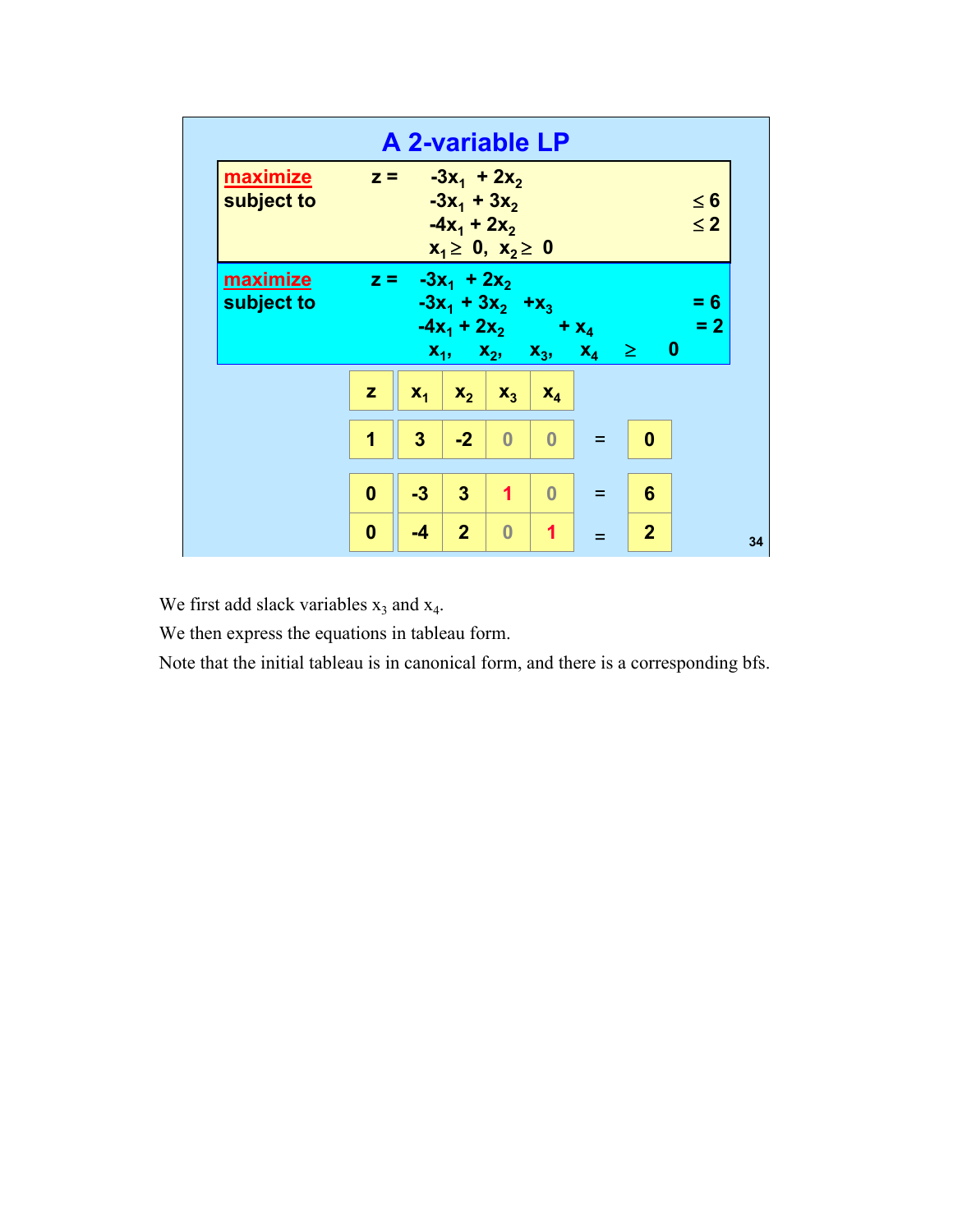## A 2-variable LP

**maximize** $z = -3x_1 + 2x_2$

**subject to**

$$-3x_1 + 3x_2 \leq 6$$

$$-4x_1 + 2x_2 \leq 2$$

$$x_1 \geq 0, \; x_2 \geq 0$$

**maximize** $z = -3x_1 + 2x_2$

**subject to**

$$-3x_1 + 3x_2 + x_3 = 6$$

$$-4x_1 + 2x_2 + x_4 = 2$$

$$x_1, \; x_2, \; x_3, \; x_4 \geq 0$$

| z | $x_1$ | $x_2$ | $x_3$ | $x_4$ | | |
|---|---|---|---|---|---|---|
| 1 | 3 | -2 | 0 | 0 | = | 0 |
| 0 | -3 | 3 | 1 | 0 | = | 6 |
| 0 | -4 | 2 | 0 | 1 | = | 2 |

We first add slack variables $x_3$ and $x_4$.

We then express the equations in tableau form.

Note that the initial tableau is in canonical form, and there is a corresponding bfs.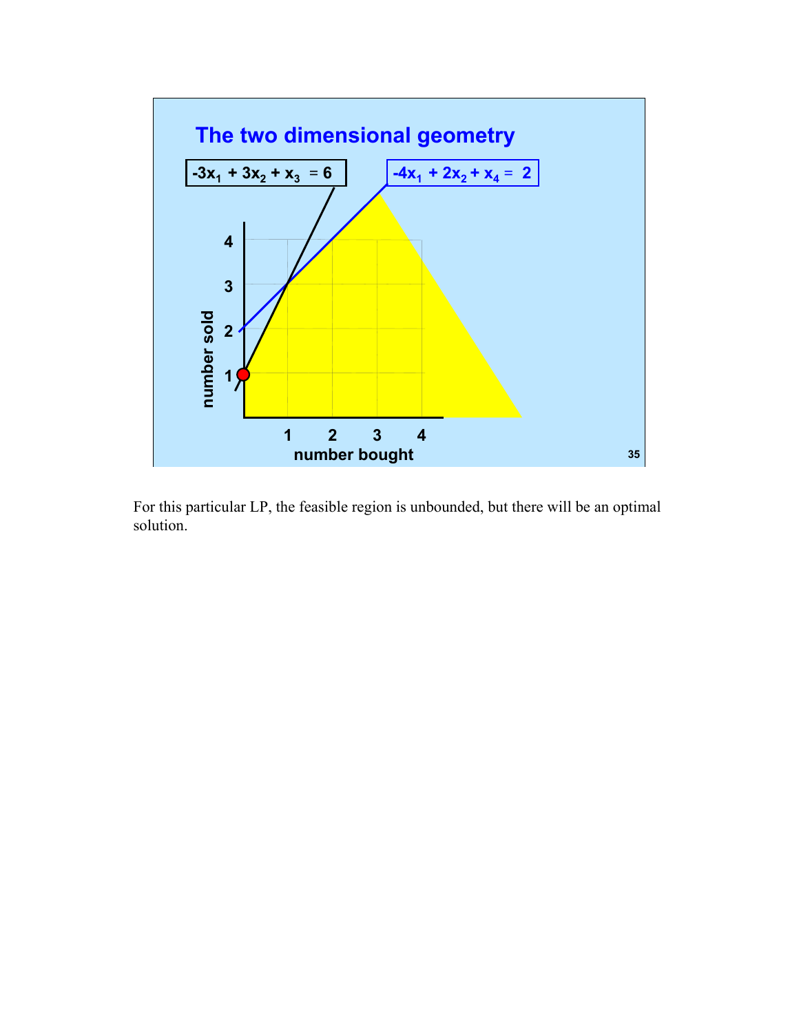## The two dimensional geometry

$-3x_1 + 3x_2 + x_3 = 6$

$-4x_1 + 2x_2 + x_4 = 2$

number sold

number bought

For this particular LP, the feasible region is unbounded, but there will be an optimal solution.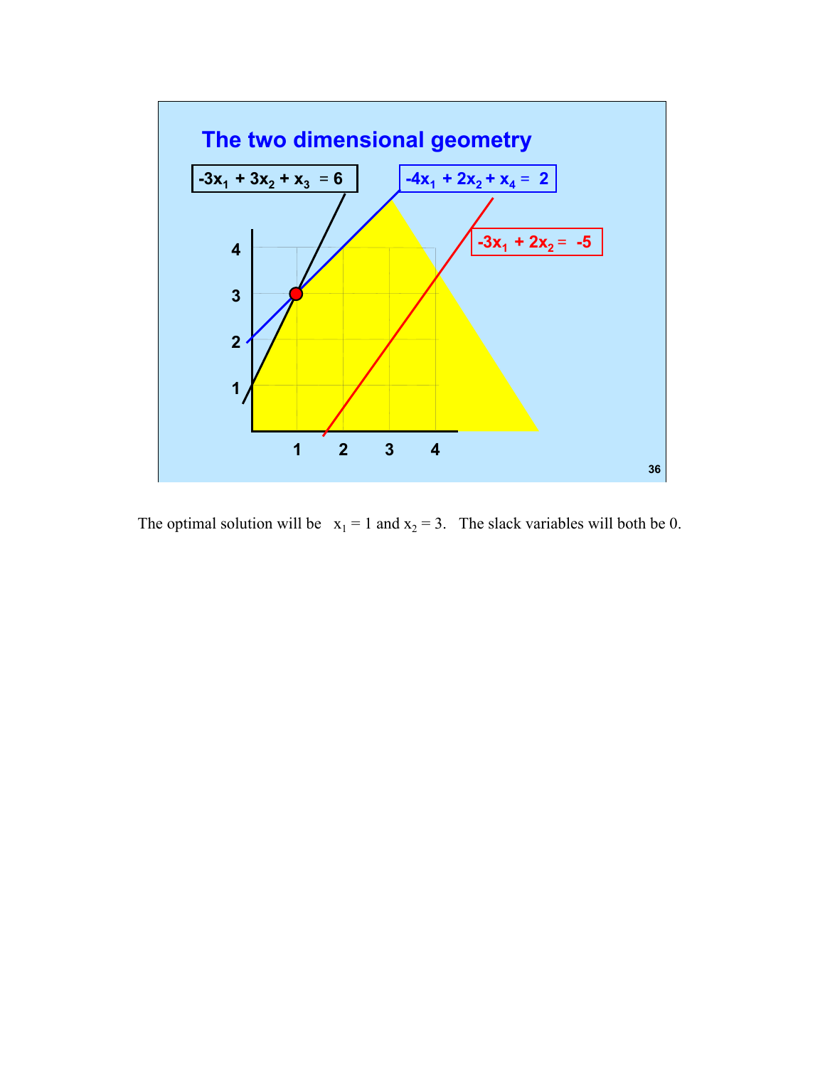## The two dimensional geometry

$-3x_1 + 3x_2 + x_3 = 6$

$-4x_1 + 2x_2 + x_4 = 2$

$-3x_1 + 2x_2 = -5$

The optimal solution will be $x_1 = 1$ and $x_2 = 3$. The slack variables will both be 0.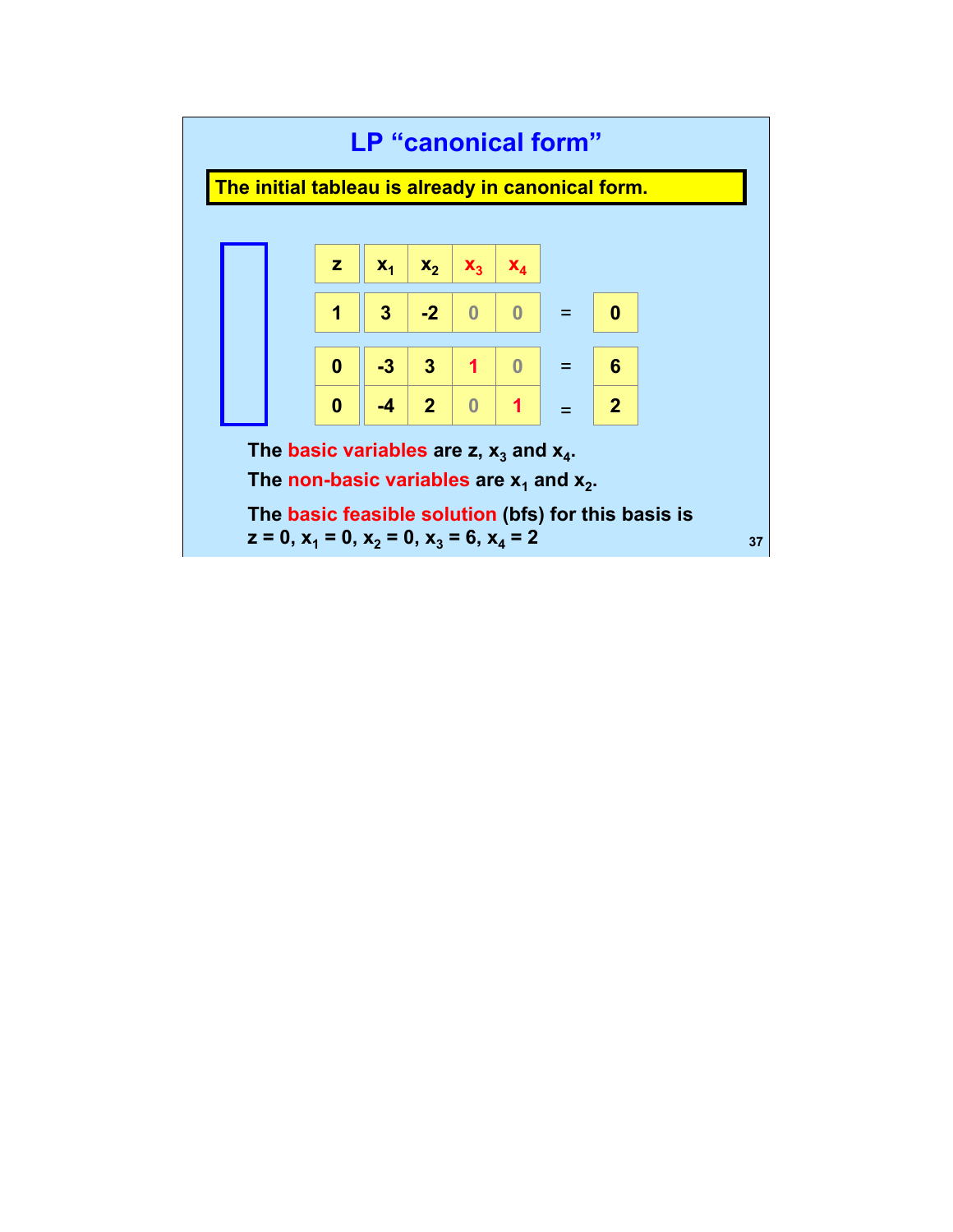# LP "canonical form"

**The initial tableau is already in canonical form.**

| z | $x_1$ | $x_2$ | $x_3$ | $x_4$ | | |
|---|---|---|---|---|---|---|
| 1 | 3 | -2 | 0 | 0 | = | 0 |
| 0 | -3 | 3 | 1 | 0 | = | 6 |
| 0 | -4 | 2 | 0 | 1 | = | 2 |

The basic variables are z, $x_3$ and $x_4$.

The non-basic variables are $x_1$ and $x_2$.

The basic feasible solution (bfs) for this basis is
$z = 0$, $x_1 = 0$, $x_2 = 0$, $x_3 = 6$, $x_4 = 2$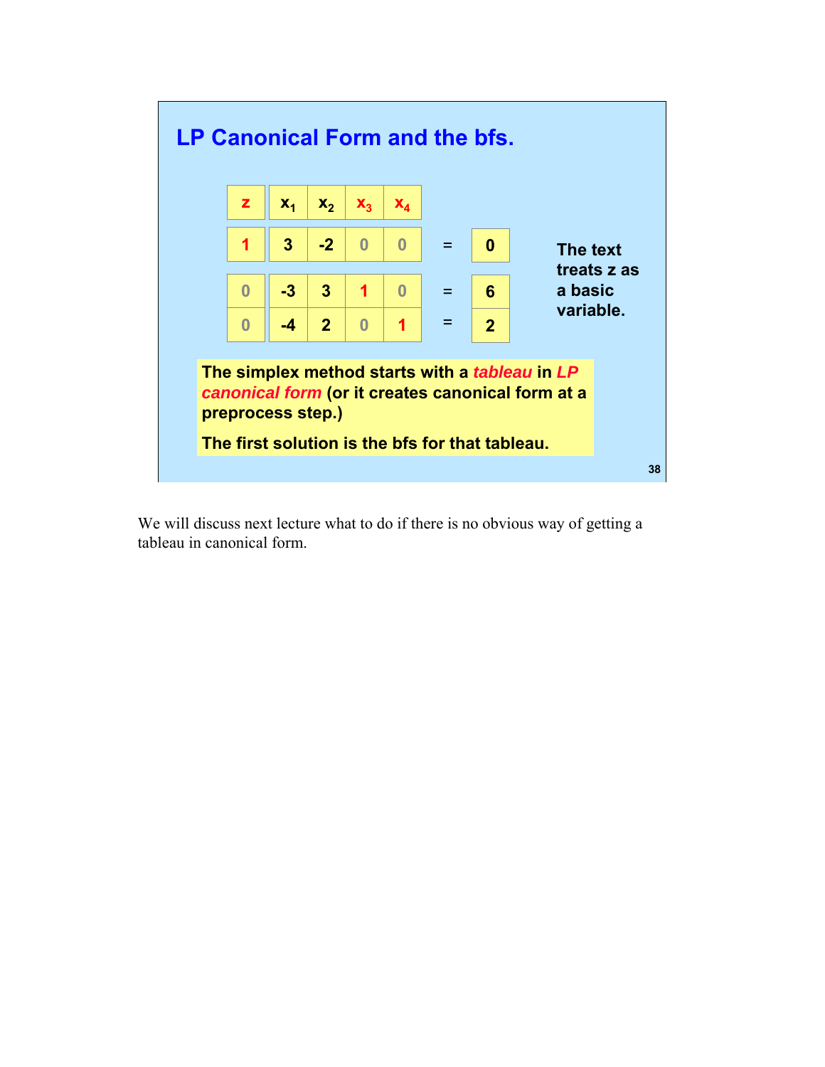## LP Canonical Form and the bfs.

| z | $x_1$ | $x_2$ | $x_3$ | $x_4$ | | |
|---|---|---|---|---|---|---|
| 1 | 3 | -2 | 0 | 0 | = | 0 |
| 0 | -3 | 3 | 1 | 0 | = | 6 |
| 0 | -4 | 2 | 0 | 1 | = | 2 |

**The text treats z as a basic variable.**

**The simplex method starts with a *tableau* in *LP canonical form* (or it creates canonical form at a preprocess step.)**

**The first solution is the bfs for that tableau.**

We will discuss next lecture what to do if there is no obvious way of getting a tableau in canonical form.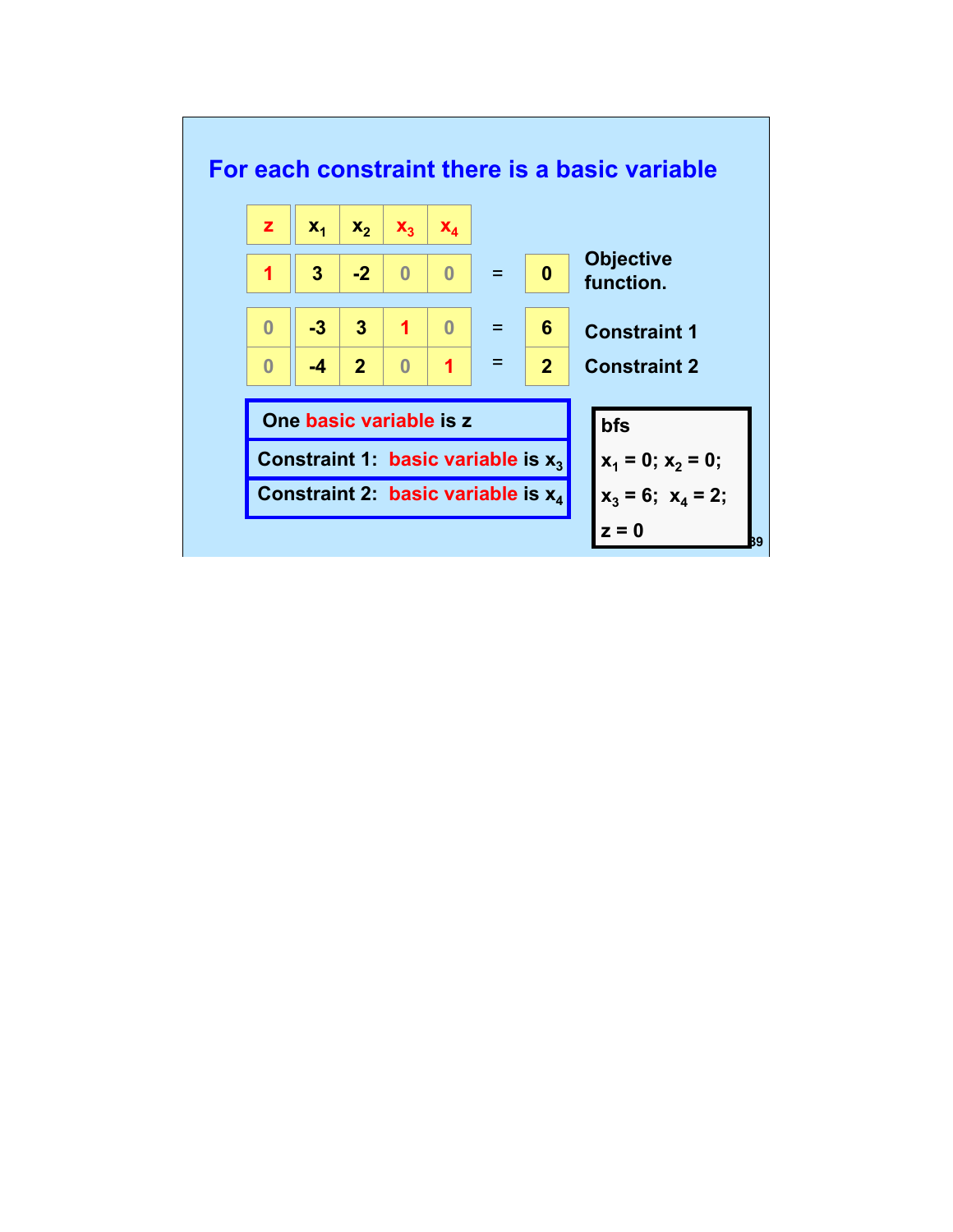## For each constraint there is a basic variable

| $z$ | $x_1$ | $x_2$ | $x_3$ | $x_4$ | | RHS | |
|---|---|---|---|---|---|---|---|
| 1 | 3 | -2 | 0 | 0 | = | 0 | Objective function. |
| 0 | -3 | 3 | 1 | 0 | = | 6 | Constraint 1 |
| 0 | -4 | 2 | 0 | 1 | = | 2 | Constraint 2 |

One **basic variable** is $z$

Constraint 1: **basic variable** is $x_3$

Constraint 2: **basic variable** is $x_4$

**bfs**

$x_1 = 0$; $x_2 = 0$;

$x_3 = 6$; $x_4 = 2$;

$z = 0$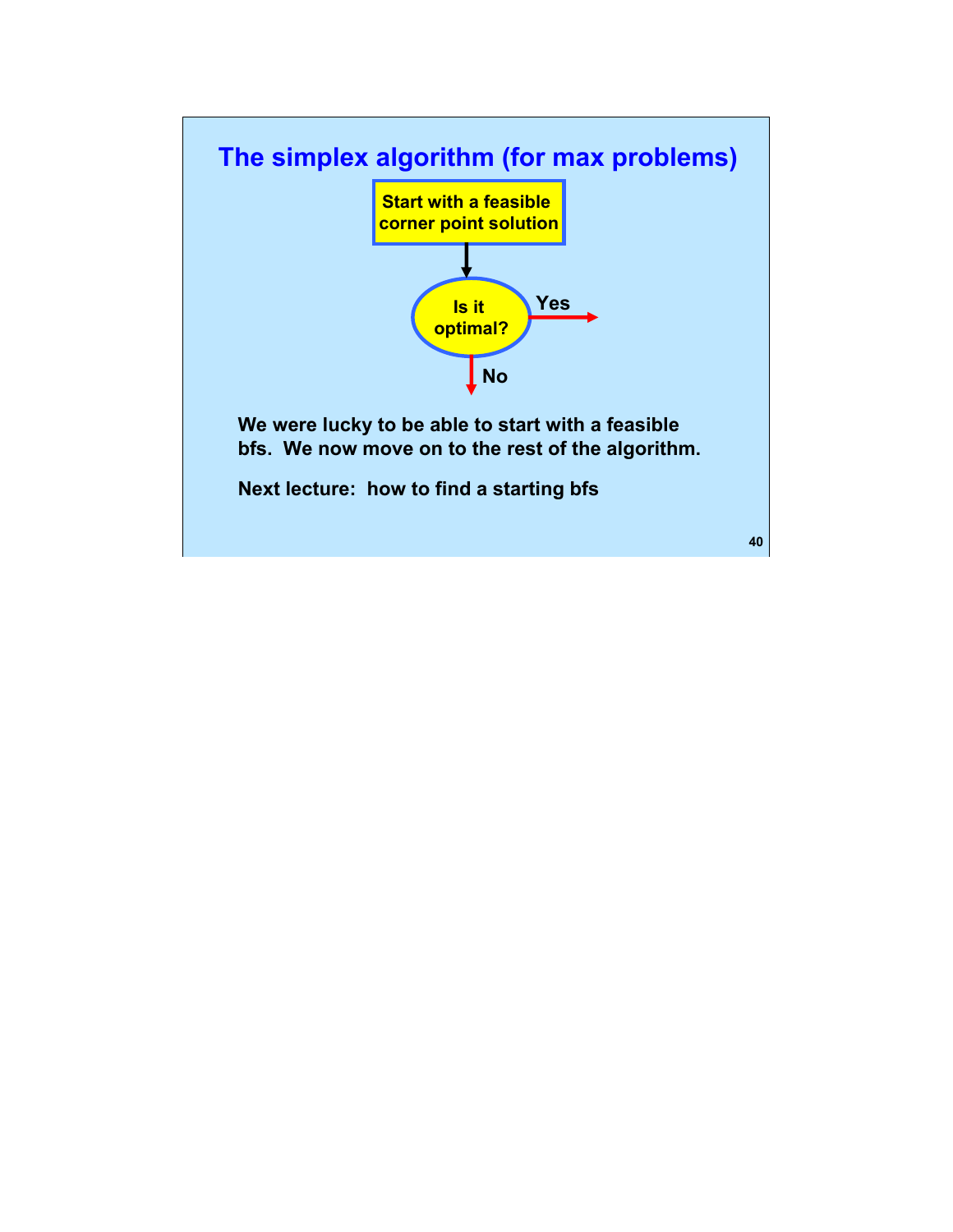# The simplex algorithm (for max problems)

Start with a feasible corner point solution

Is it optimal?

Yes

No

We were lucky to be able to start with a feasible bfs. We now move on to the rest of the algorithm.

Next lecture: how to find a starting bfs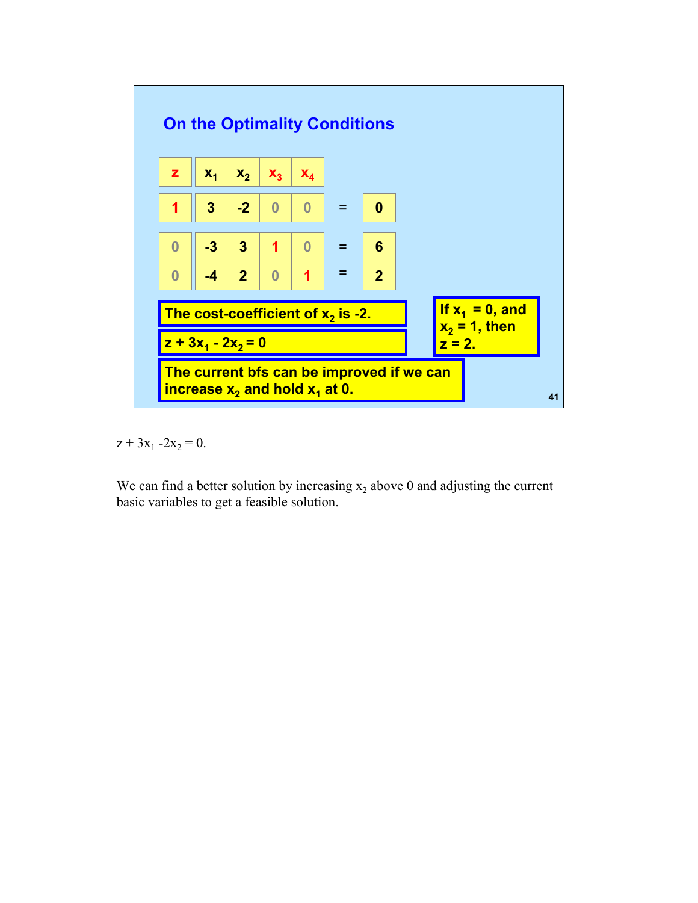## On the Optimality Conditions

| z | $x_1$ | $x_2$ | $x_3$ | $x_4$ | | |
|---|---|---|---|---|---|---|
| 1 | 3 | -2 | 0 | 0 | = | 0 |
| 0 | -3 | 3 | 1 | 0 | = | 6 |
| 0 | -4 | 2 | 0 | 1 | = | 2 |

**The cost-coefficient of $x_2$ is -2.**

**$z + 3x_1 - 2x_2 = 0$**

**If $x_1 = 0$, and $x_2 = 1$, then $z = 2$.**

**The current bfs can be improved if we can increase $x_2$ and hold $x_1$ at 0.**

$z + 3x_1 - 2x_2 = 0$.

We can find a better solution by increasing $x_2$ above 0 and adjusting the current basic variables to get a feasible solution.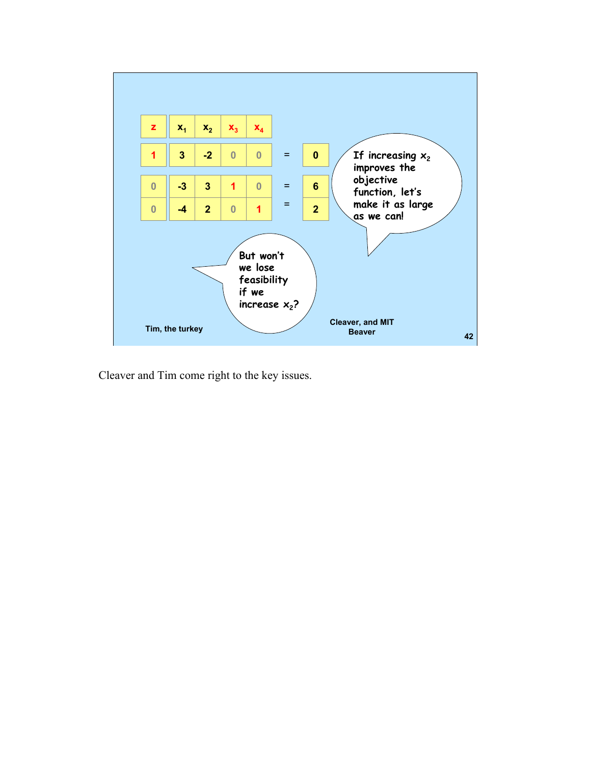| $z$ | $x_1$ | $x_2$ | $x_3$ | $x_4$ | | |
|---|---|---|---|---|---|---|
| 1 | 3 | -2 | 0 | 0 | = | 0 |
| 0 | -3 | 3 | 1 | 0 | = | 6 |
| 0 | -4 | 2 | 0 | 1 | = | 2 |

If increasing $x_2$ improves the objective function, let's make it as large as we can!

But won't we lose feasibility if we increase $x_2$?

Tim, the turkey

Cleaver, and MIT Beaver

Cleaver and Tim come right to the key issues.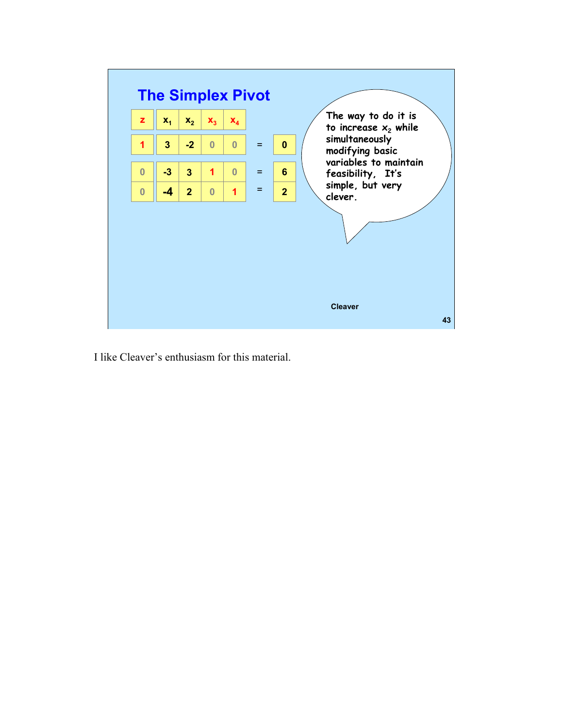## The Simplex Pivot

| z | $x_1$ | $x_2$ | $x_3$ | $x_4$ | | |
|---|---|---|---|---|---|---|
| 1 | 3 | -2 | 0 | 0 | = | 0 |
| 0 | -3 | 3 | 1 | 0 | = | 6 |
| 0 | -4 | 2 | 0 | 1 | = | 2 |

The way to do it is to increase $x_2$ while simultaneously modifying basic variables to maintain feasibility, It's simple, but very clever.

Cleaver

I like Cleaver's enthusiasm for this material.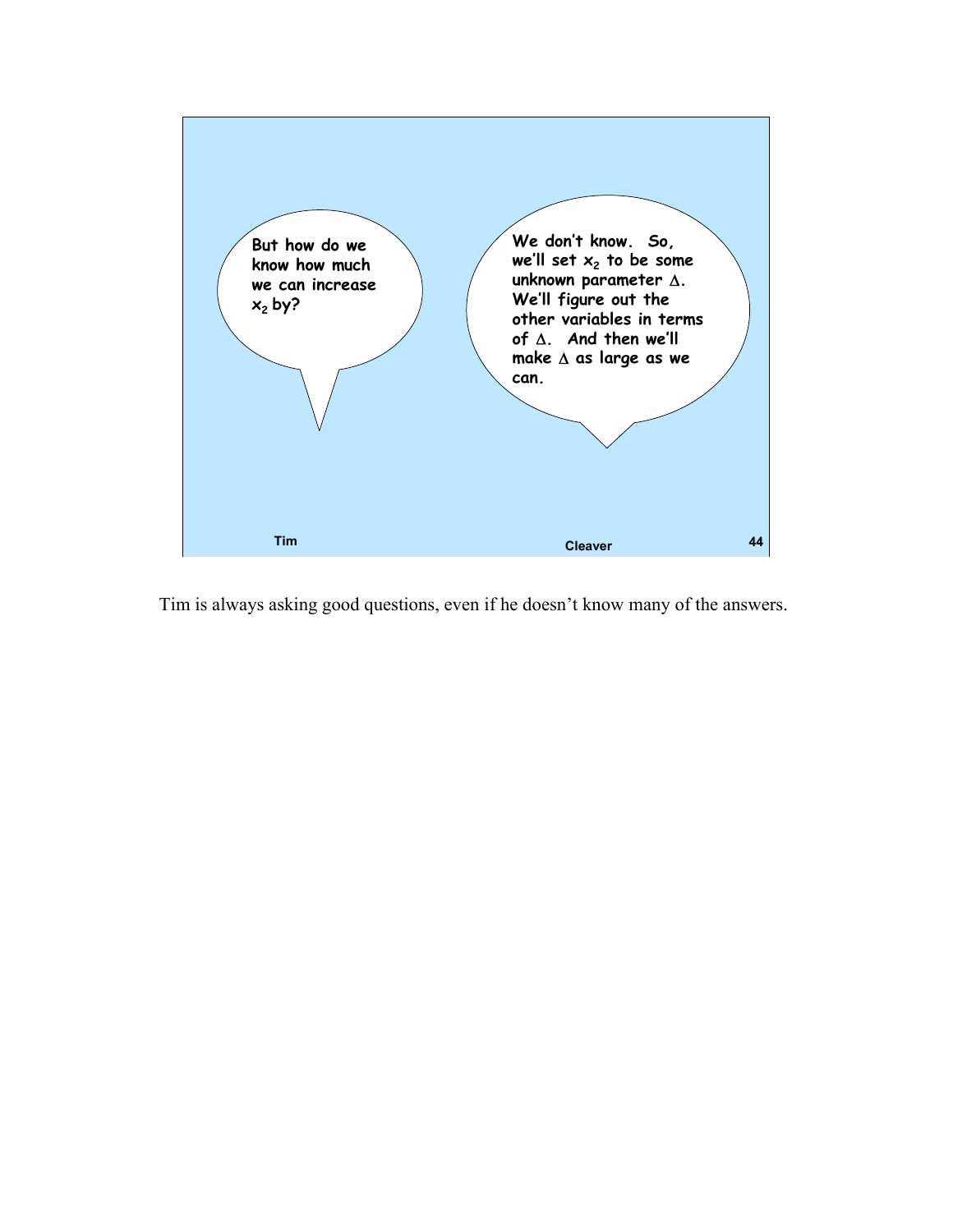But how do we know how much we can increase $x_2$ by?

We don't know. So, we'll set $x_2$ to be some unknown parameter $\Delta$. We'll figure out the other variables in terms of $\Delta$. And then we'll make $\Delta$ as large as we can.

Tim

Cleaver

Tim is always asking good questions, even if he doesn't know many of the answers.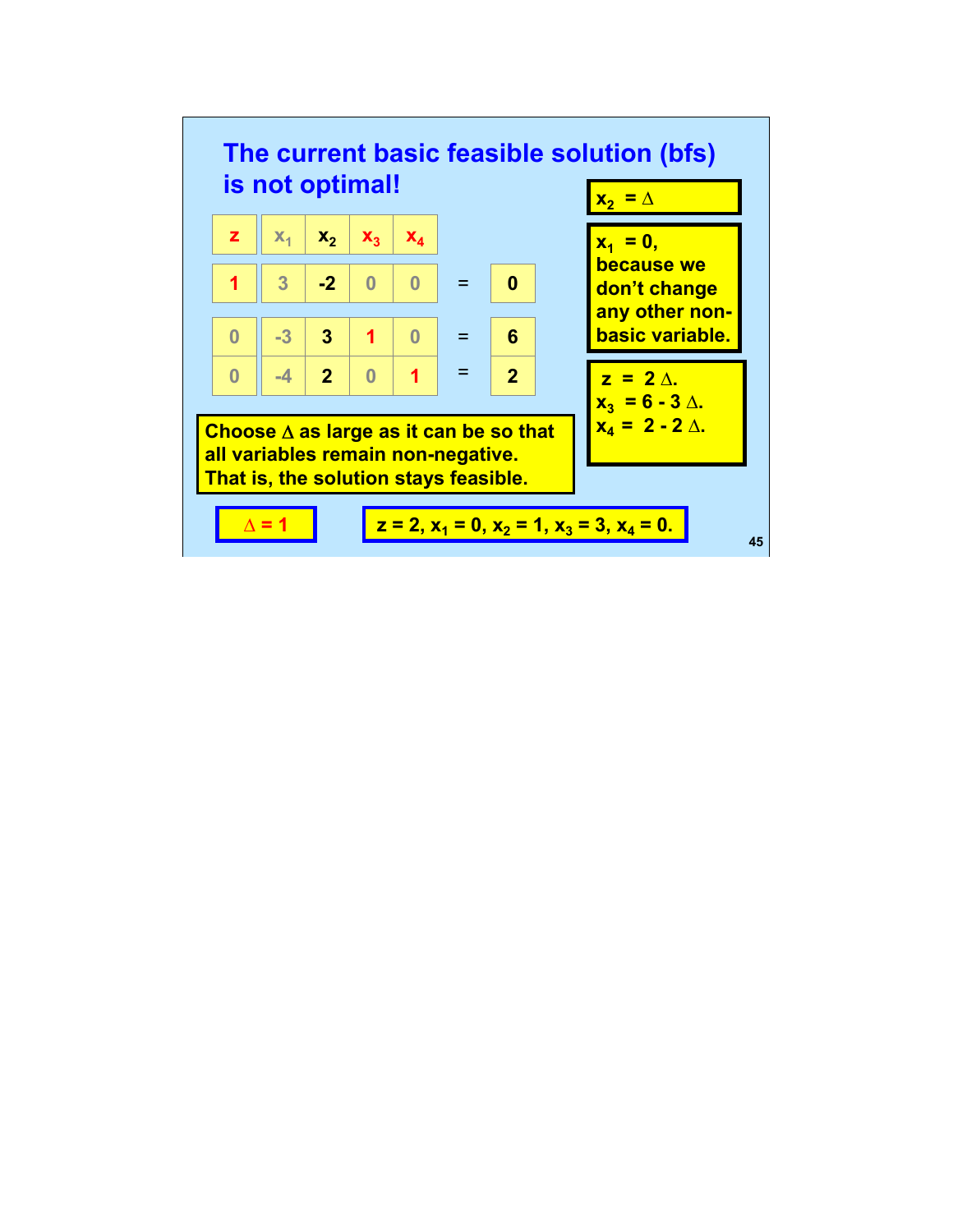# The current basic feasible solution (bfs) is not optimal!

| $z$ | $x_1$ | $x_2$ | $x_3$ | $x_4$ | | |
|---|---|---|---|---|---|---|
| 1 | 3 | -2 | 0 | 0 | = | 0 |
| 0 | -3 | 3 | 1 | 0 | = | 6 |
| 0 | -4 | 2 | 0 | 1 | = | 2 |

**$x_2 = \Delta$**

**$x_1 = 0$, because we don't change any other non-basic variable.**

**$z = 2\Delta$.**
**$x_3 = 6 - 3\Delta$.**
**$x_4 = 2 - 2\Delta$.**

**Choose $\Delta$ as large as it can be so that all variables remain non-negative. That is, the solution stays feasible.**

**$\Delta = 1$**

**$z = 2$, $x_1 = 0$, $x_2 = 1$, $x_3 = 3$, $x_4 = 0$.**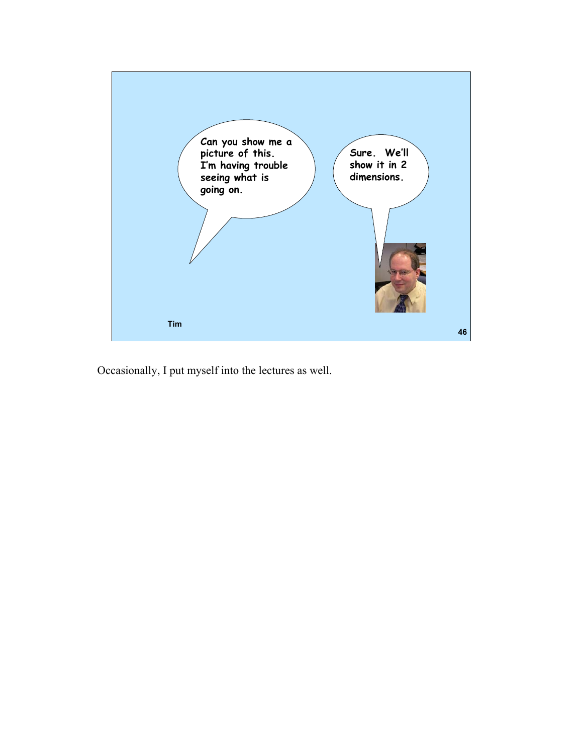Can you show me a picture of this. I'm having trouble seeing what is going on.

Sure. We'll show it in 2 dimensions.

Tim

Occasionally, I put myself into the lectures as well.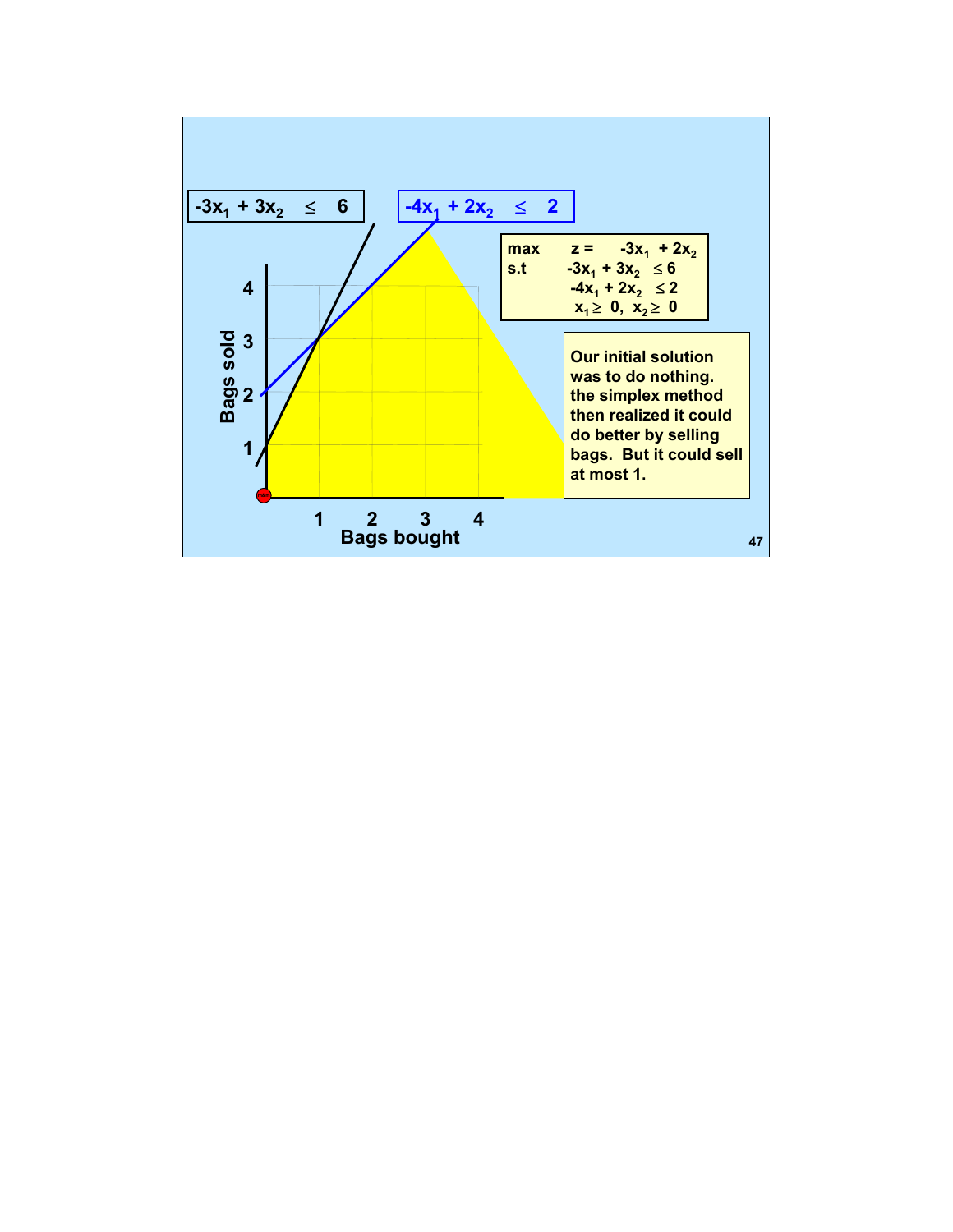$-3x_1 + 3x_2 \leq 6$

$-4x_1 + 2x_2 \leq 2$

$$
\begin{array}{ll}
\max & z = -3x_1 + 2x_2 \\
\text{s.t} & -3x_1 + 3x_2 \leq 6 \\
& -4x_1 + 2x_2 \leq 2 \\
& x_1 \geq 0, \ x_2 \geq 0
\end{array}
$$

Our initial solution was to do nothing. the simplex method then realized it could do better by selling bags. But it could sell at most 1.

Bags sold

Bags bought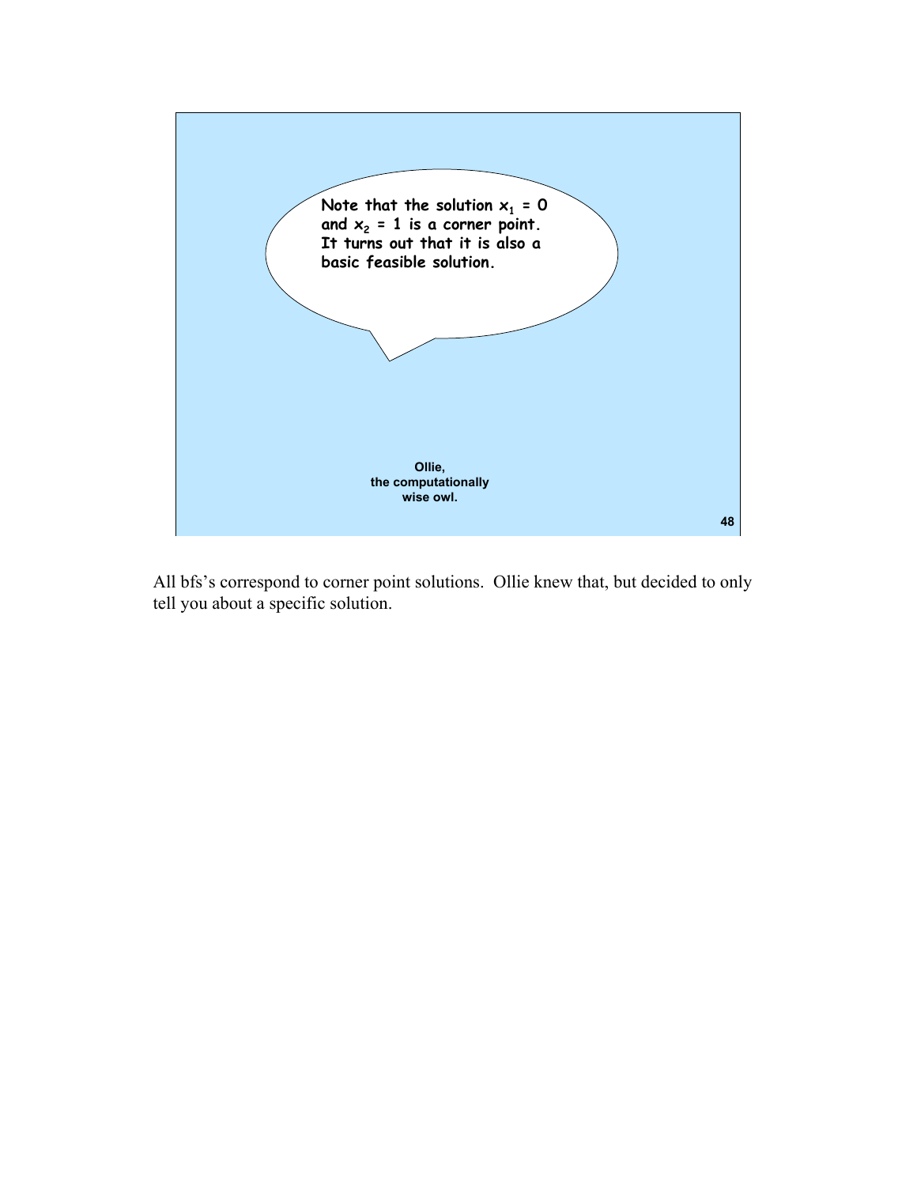Note that the solution $x_1 = 0$ and $x_2 = 1$ is a corner point. It turns out that it is also a basic feasible solution.

Ollie,
the computationally
wise owl.

All bfs's correspond to corner point solutions. Ollie knew that, but decided to only tell you about a specific solution.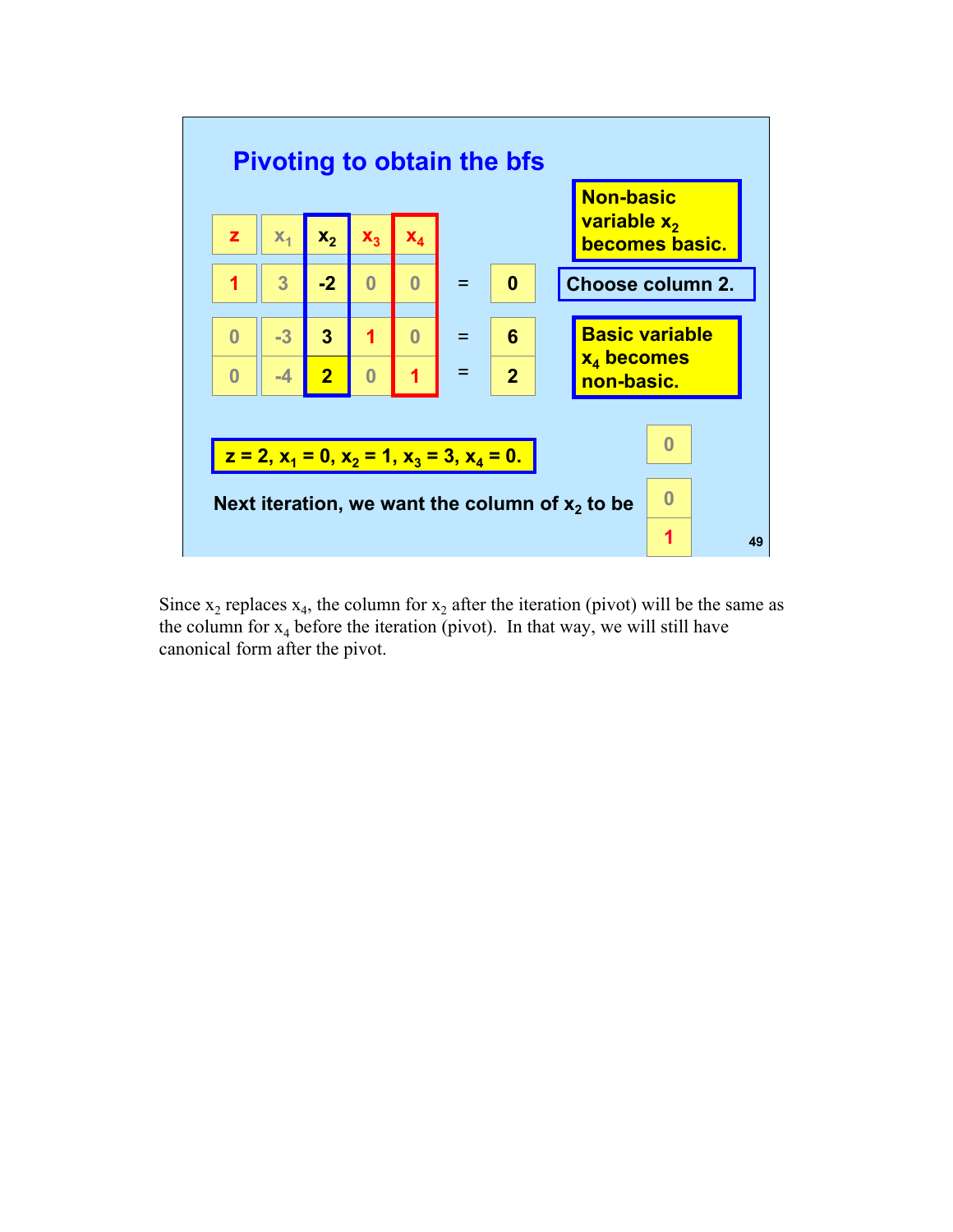## Pivoting to obtain the bfs

| z | $x_1$ | $x_2$ | $x_3$ | $x_4$ | | |
|---|---|---|---|---|---|---|
| 1 | 3 | -2 | 0 | 0 | = | 0 |
| 0 | -3 | 3 | 1 | 0 | = | 6 |
| 0 | -4 | 2 | 0 | 1 | = | 2 |

**Non-basic variable $x_2$ becomes basic.**

**Choose column 2.**

**Basic variable $x_4$ becomes non-basic.**

**$z = 2$, $x_1 = 0$, $x_2 = 1$, $x_3 = 3$, $x_4 = 0$.**

**Next iteration, we want the column of $x_2$ to be**

| |
|---|
| 0 |
| 0 |
| 1 |

Since $x_2$ replaces $x_4$, the column for $x_2$ after the iteration (pivot) will be the same as the column for $x_4$ before the iteration (pivot). In that way, we will still have canonical form after the pivot.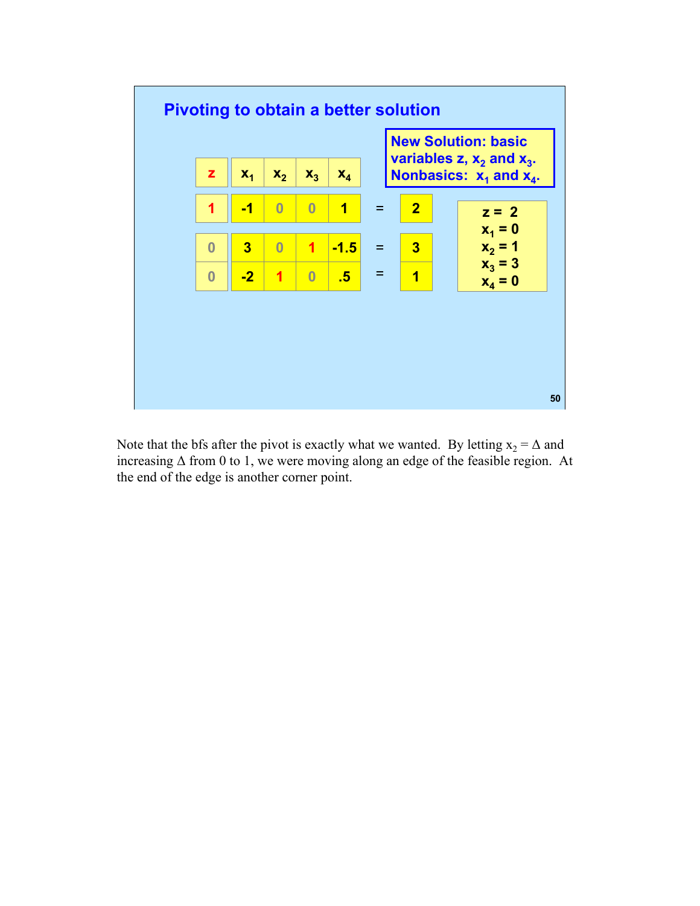## Pivoting to obtain a better solution

**New Solution: basic variables z, $x_2$ and $x_3$. Nonbasics: $x_1$ and $x_4$.**

| z | $x_1$ | $x_2$ | $x_3$ | $x_4$ | | |
|---|---|---|---|---|---|---|
| 1 | -1 | 0 | 0 | 1 | = | 2 |
| 0 | 3 | 0 | 1 | -1.5 | = | 3 |
| 0 | -2 | 1 | 0 | .5 | = | 1 |

z = 2
$x_1$ = 0
$x_2$ = 1
$x_3$ = 3
$x_4$ = 0

Note that the bfs after the pivot is exactly what we wanted. By letting $x_2 = \Delta$ and increasing $\Delta$ from 0 to 1, we were moving along an edge of the feasible region. At the end of the edge is another corner point.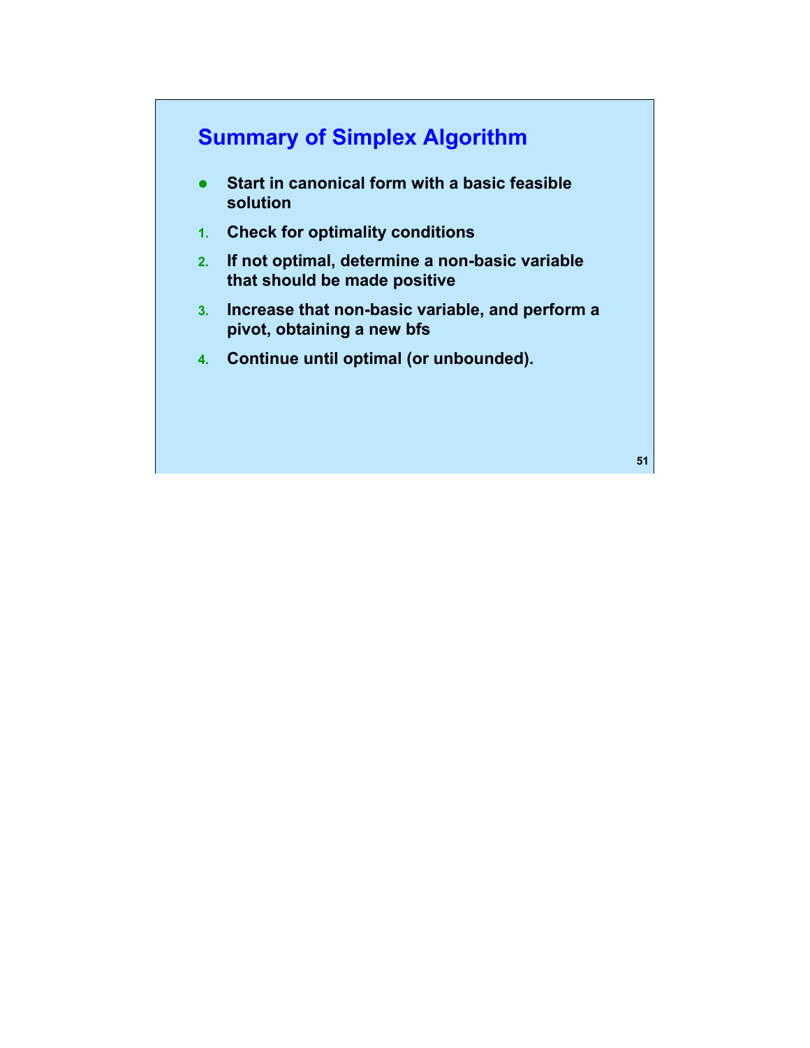## Summary of Simplex Algorithm

- **Start in canonical form with a basic feasible solution**

1. **Check for optimality conditions**
2. **If not optimal, determine a non-basic variable that should be made positive**
3. **Increase that non-basic variable, and perform a pivot, obtaining a new bfs**
4. **Continue until optimal (or unbounded).**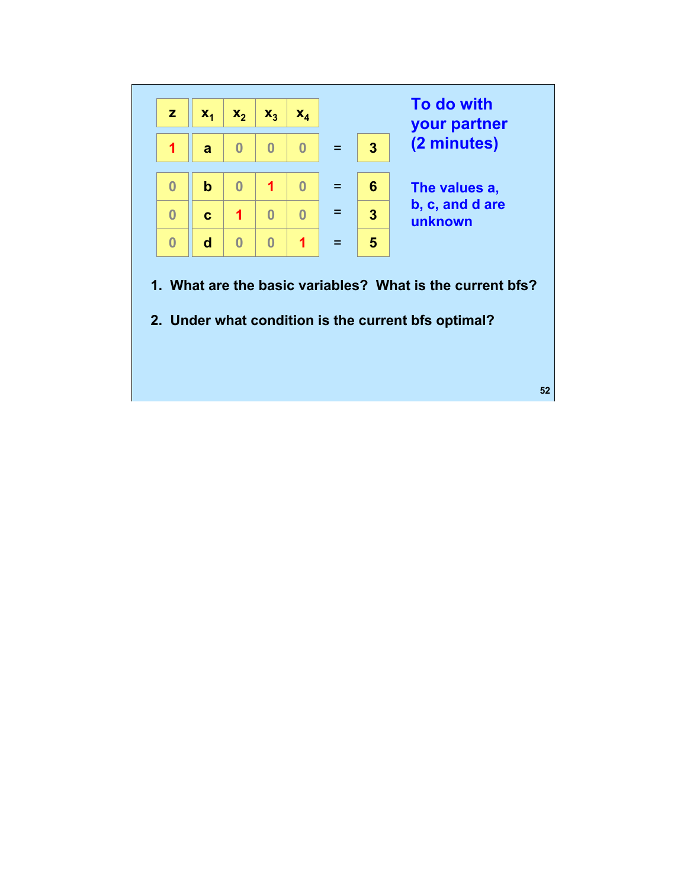| $z$ | $x_1$ | $x_2$ | $x_3$ | $x_4$ | | RHS |
|---|---|---|---|---|---|---|
| 1 | a | 0 | 0 | 0 | = | 3 |
| 0 | b | 0 | 1 | 0 | = | 6 |
| 0 | c | 1 | 0 | 0 | = | 3 |
| 0 | d | 0 | 0 | 1 | = | 5 |

**To do with your partner (2 minutes)**

**The values a, b, c, and d are unknown**

1. **What are the basic variables? What is the current bfs?**

2. **Under what condition is the current bfs optimal?**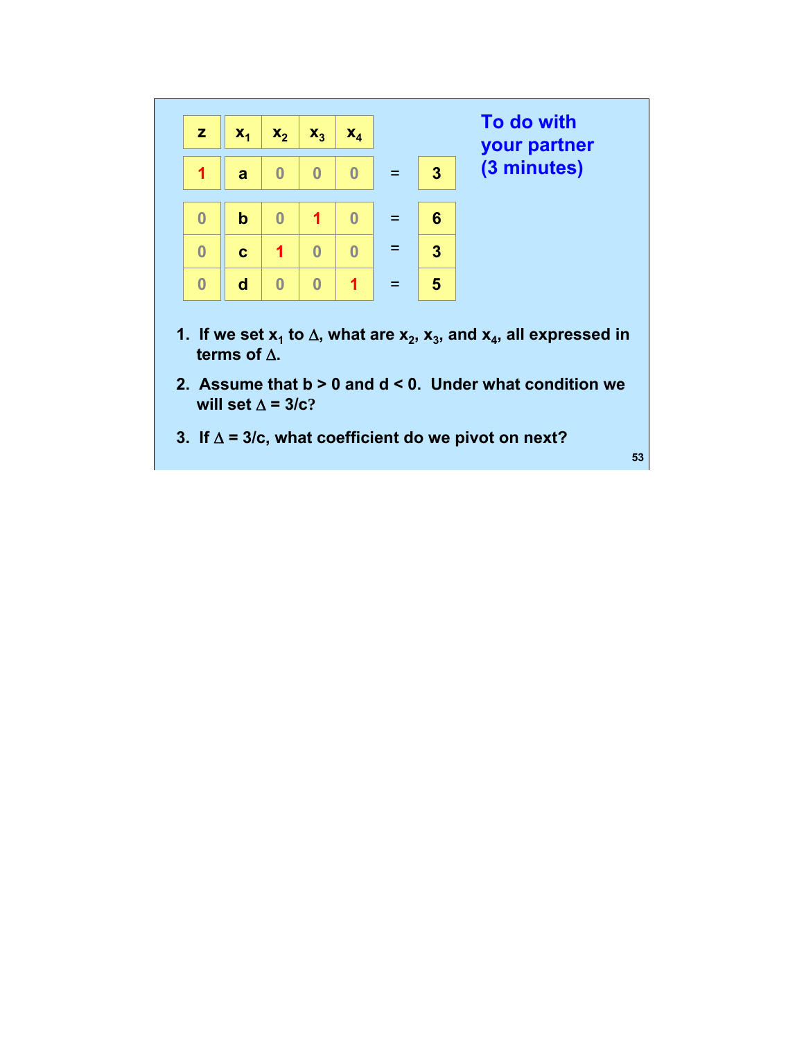| z | $x_1$ | $x_2$ | $x_3$ | $x_4$ | | RHS |
|---|---|---|---|---|---|---|
| 1 | a | 0 | 0 | 0 | = | 3 |
| 0 | b | 0 | 1 | 0 | = | 6 |
| 0 | c | 1 | 0 | 0 | = | 3 |
| 0 | d | 0 | 0 | 1 | = | 5 |

**To do with your partner (3 minutes)**

1. **If we set $x_1$ to $\Delta$, what are $x_2$, $x_3$, and $x_4$, all expressed in terms of $\Delta$.**
2. **Assume that $b > 0$ and $d < 0$. Under what condition we will set $\Delta = 3/c$?**
3. **If $\Delta = 3/c$, what coefficient do we pivot on next?**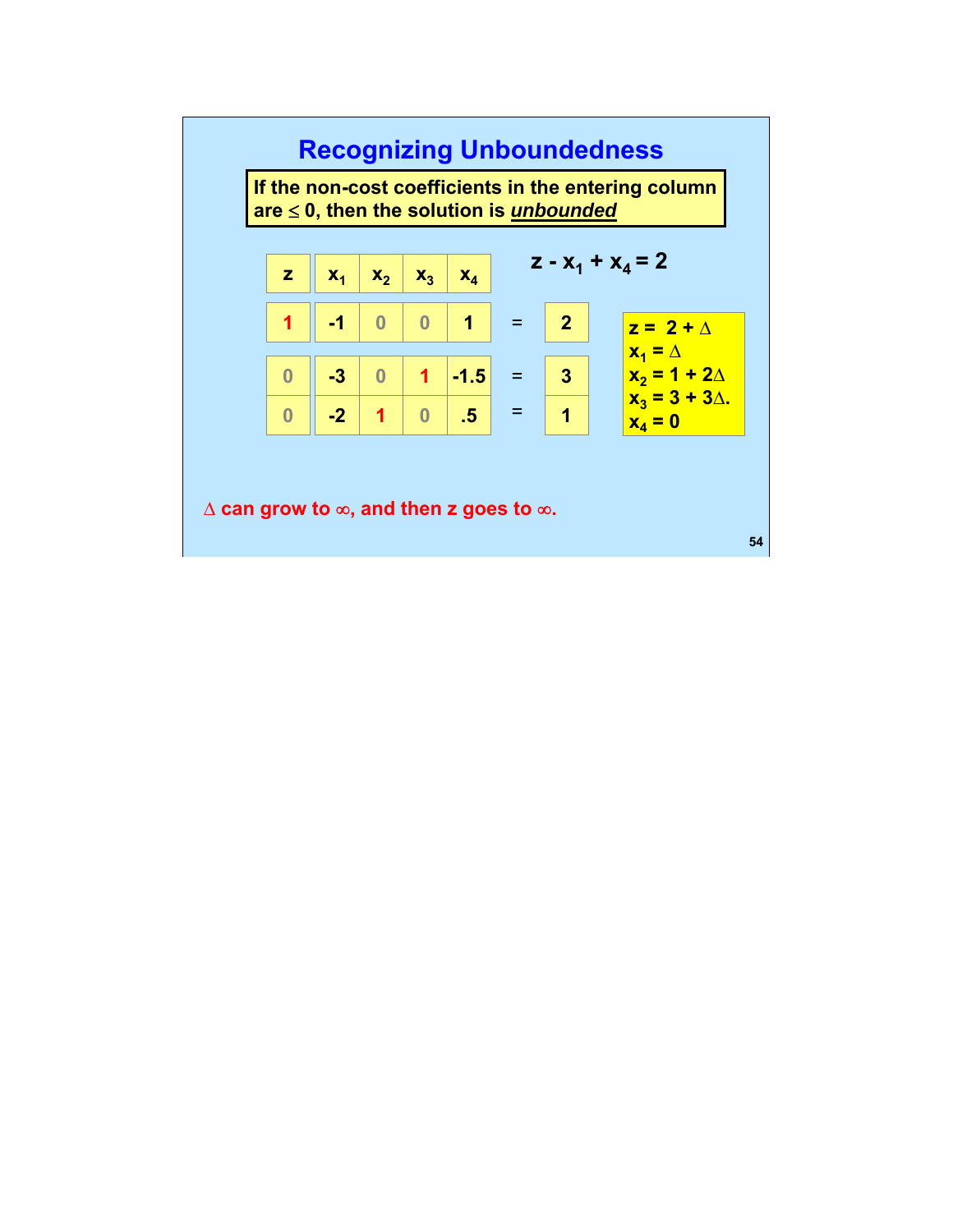# Recognizing Unboundedness

**If the non-cost coefficients in the entering column are ≤ 0, then the solution is *unbounded***

$$z - x_1 + x_4 = 2$$

| $z$ | $x_1$ | $x_2$ | $x_3$ | $x_4$ | | RHS |
|---|---|---|---|---|---|---|
| 1 | -1 | 0 | 0 | 1 | = | 2 |
| 0 | -3 | 0 | 1 | -1.5 | = | 3 |
| 0 | -2 | 1 | 0 | .5 | = | 1 |

$z = 2 + \Delta$
$x_1 = \Delta$
$x_2 = 1 + 2\Delta$
$x_3 = 3 + 3\Delta$.
$x_4 = 0$

$\Delta$ can grow to $\infty$, and then $z$ goes to $\infty$.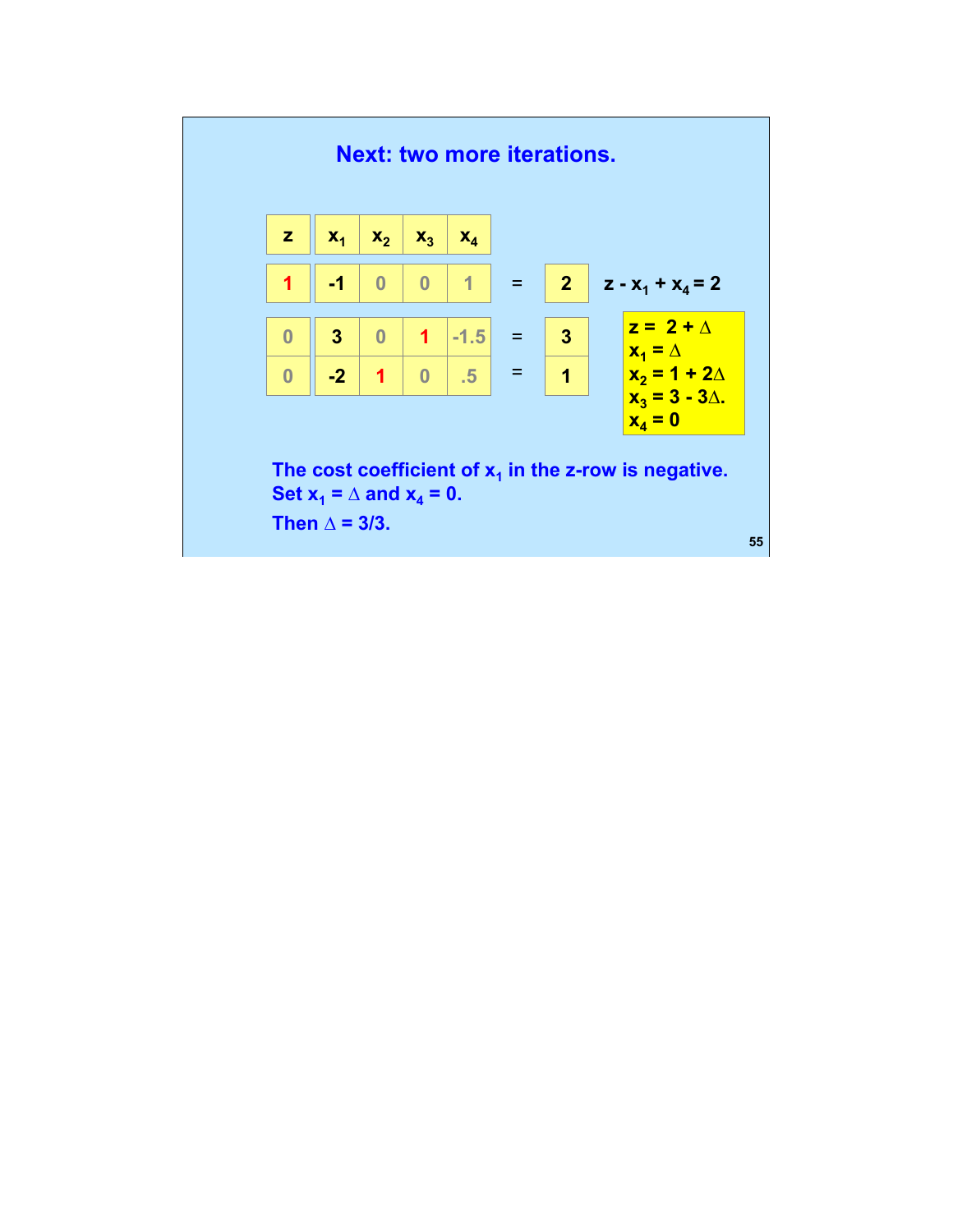## Next: two more iterations.

| z | $x_1$ | $x_2$ | $x_3$ | $x_4$ | | RHS |
|---|---|---|---|---|---|---|
| 1 | -1 | 0 | 0 | 1 | = | 2 |
| 0 | 3 | 0 | 1 | -1.5 | = | 3 |
| 0 | -2 | 1 | 0 | .5 | = | 1 |

$z - x_1 + x_4 = 2$

$z = 2 + \Delta$
$x_1 = \Delta$
$x_2 = 1 + 2\Delta$
$x_3 = 3 - 3\Delta.$
$x_4 = 0$

The cost coefficient of $x_1$ in the z-row is negative.
Set $x_1 = \Delta$ and $x_4 = 0$.

Then $\Delta = 3/3$.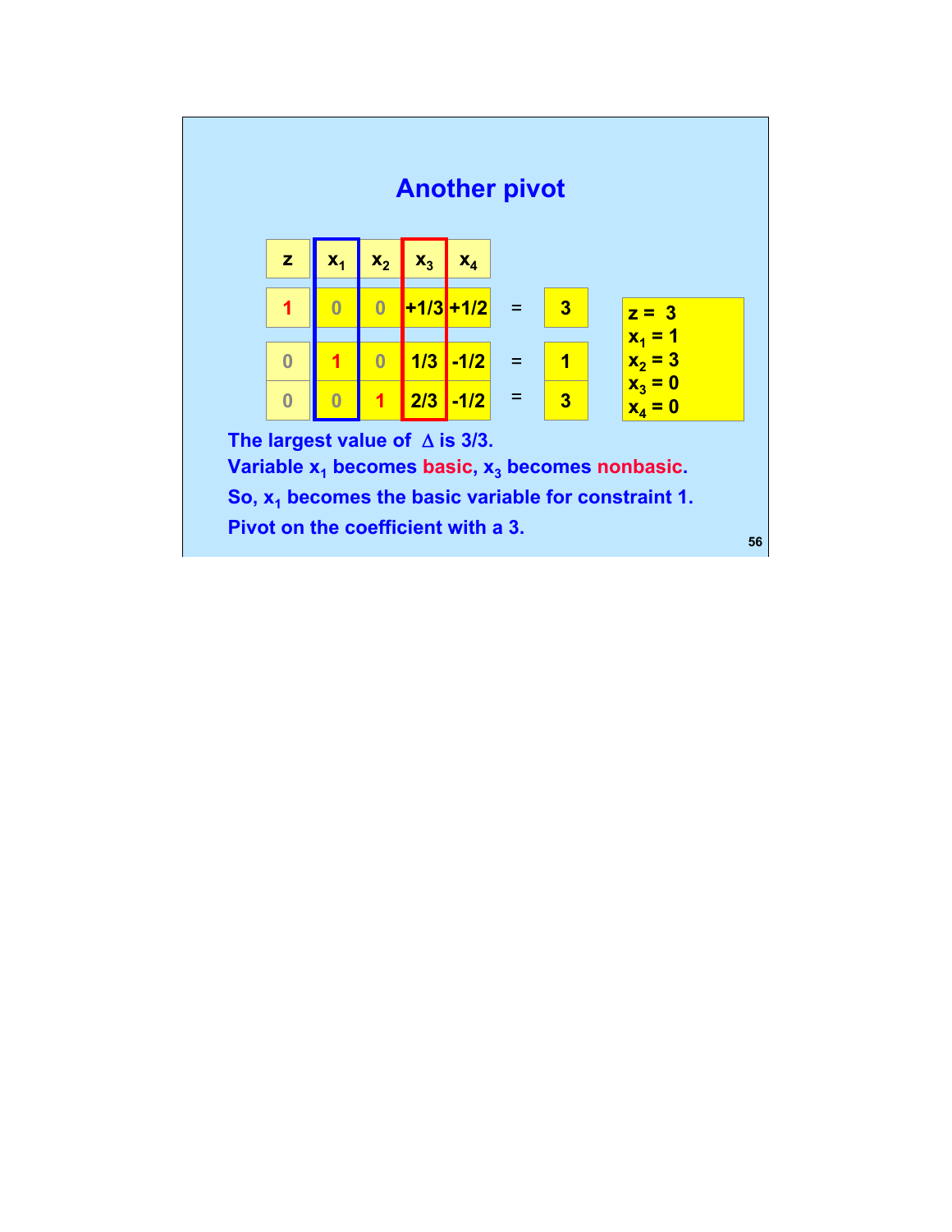# Another pivot

| z | $x_1$ | $x_2$ | $x_3$ | $x_4$ | | |
|---|---|---|---|---|---|---|
| 1 | 0 | 0 | +1/3 | +1/2 | = | 3 |
| 0 | 1 | 0 | 1/3 | -1/2 | = | 1 |
| 0 | 0 | 1 | 2/3 | -1/2 | = | 3 |

$z = 3$
$x_1 = 1$
$x_2 = 3$
$x_3 = 0$
$x_4 = 0$

**The largest value of $\Delta$ is 3/3.**

**Variable $x_1$ becomes basic, $x_3$ becomes nonbasic.**

**So, $x_1$ becomes the basic variable for constraint 1.**

**Pivot on the coefficient with a 3.**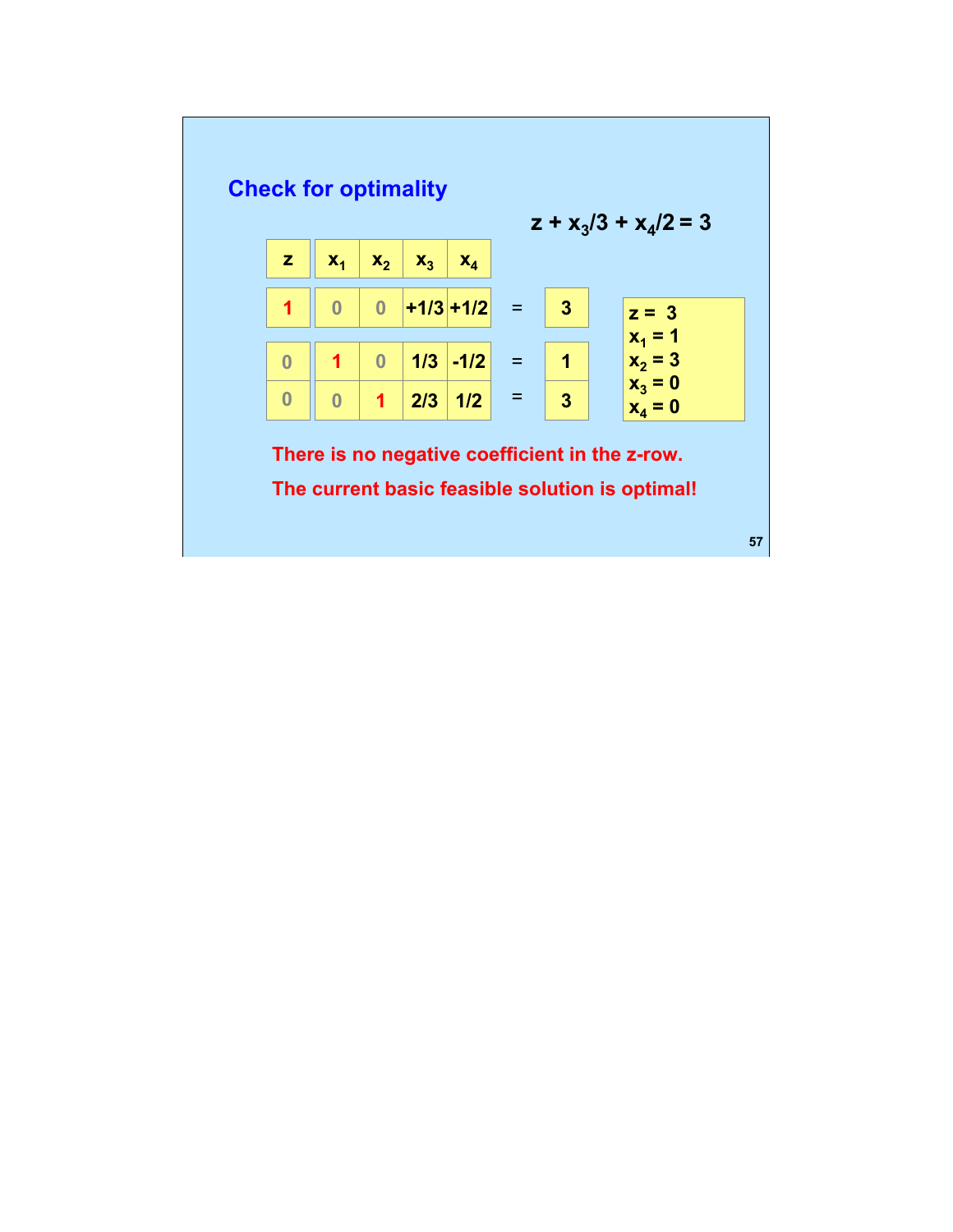# Check for optimality

$$z + x_3/3 + x_4/2 = 3$$

| $z$ | $x_1$ | $x_2$ | $x_3$ | $x_4$ | | |
|---|---|---|---|---|---|---|
| 1 | 0 | 0 | +1/3 | +1/2 | = | 3 |
| 0 | 1 | 0 | 1/3 | -1/2 | = | 1 |
| 0 | 0 | 1 | 2/3 | 1/2 | = | 3 |

$z = 3$
$x_1 = 1$
$x_2 = 3$
$x_3 = 0$
$x_4 = 0$

There is no negative coefficient in the z-row.

The current basic feasible solution is optimal!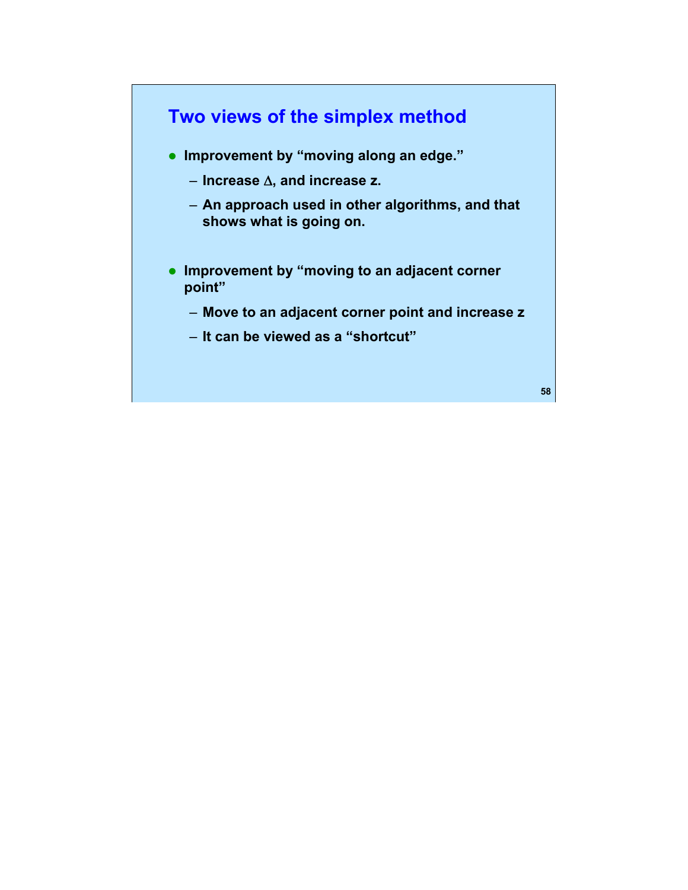## Two views of the simplex method

- Improvement by "moving along an edge."
  - Increase $\Delta$, and increase z.
  - An approach used in other algorithms, and that shows what is going on.

- Improvement by "moving to an adjacent corner point"
  - Move to an adjacent corner point and increase z
  - It can be viewed as a "shortcut"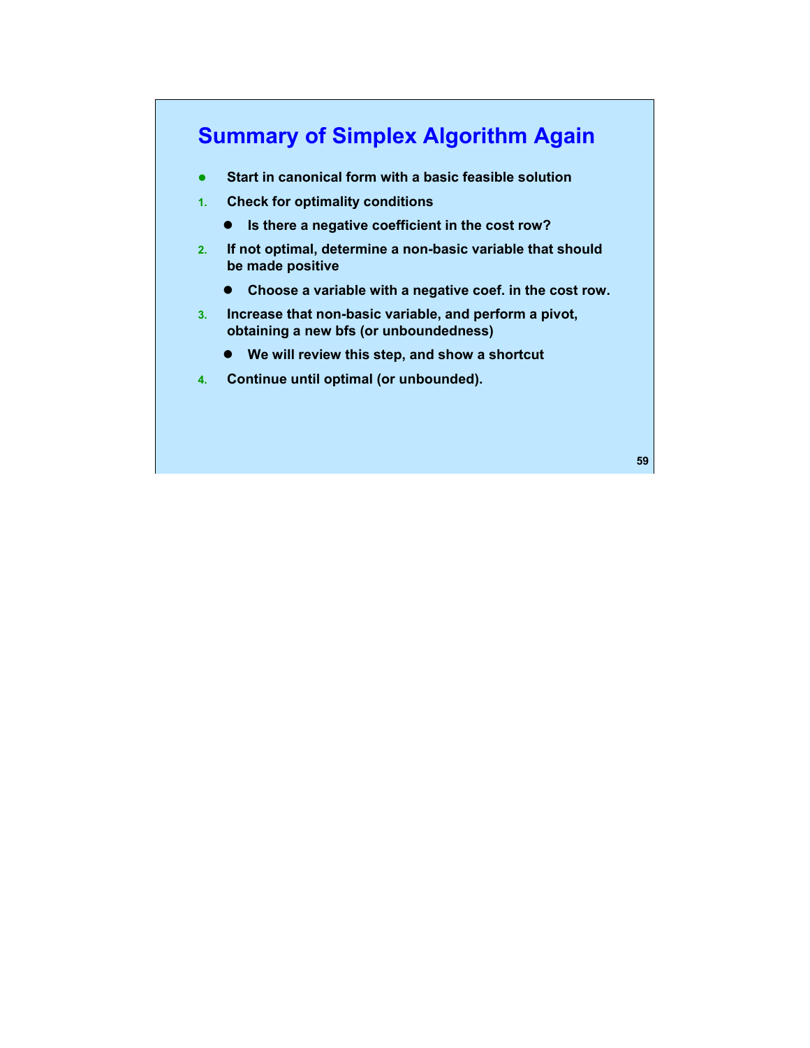# Summary of Simplex Algorithm Again

- Start in canonical form with a basic feasible solution

1. Check for optimality conditions
   - Is there a negative coefficient in the cost row?
2. If not optimal, determine a non-basic variable that should be made positive
   - Choose a variable with a negative coef. in the cost row.
3. Increase that non-basic variable, and perform a pivot, obtaining a new bfs (or unboundedness)
   - We will review this step, and show a shortcut
4. Continue until optimal (or unbounded).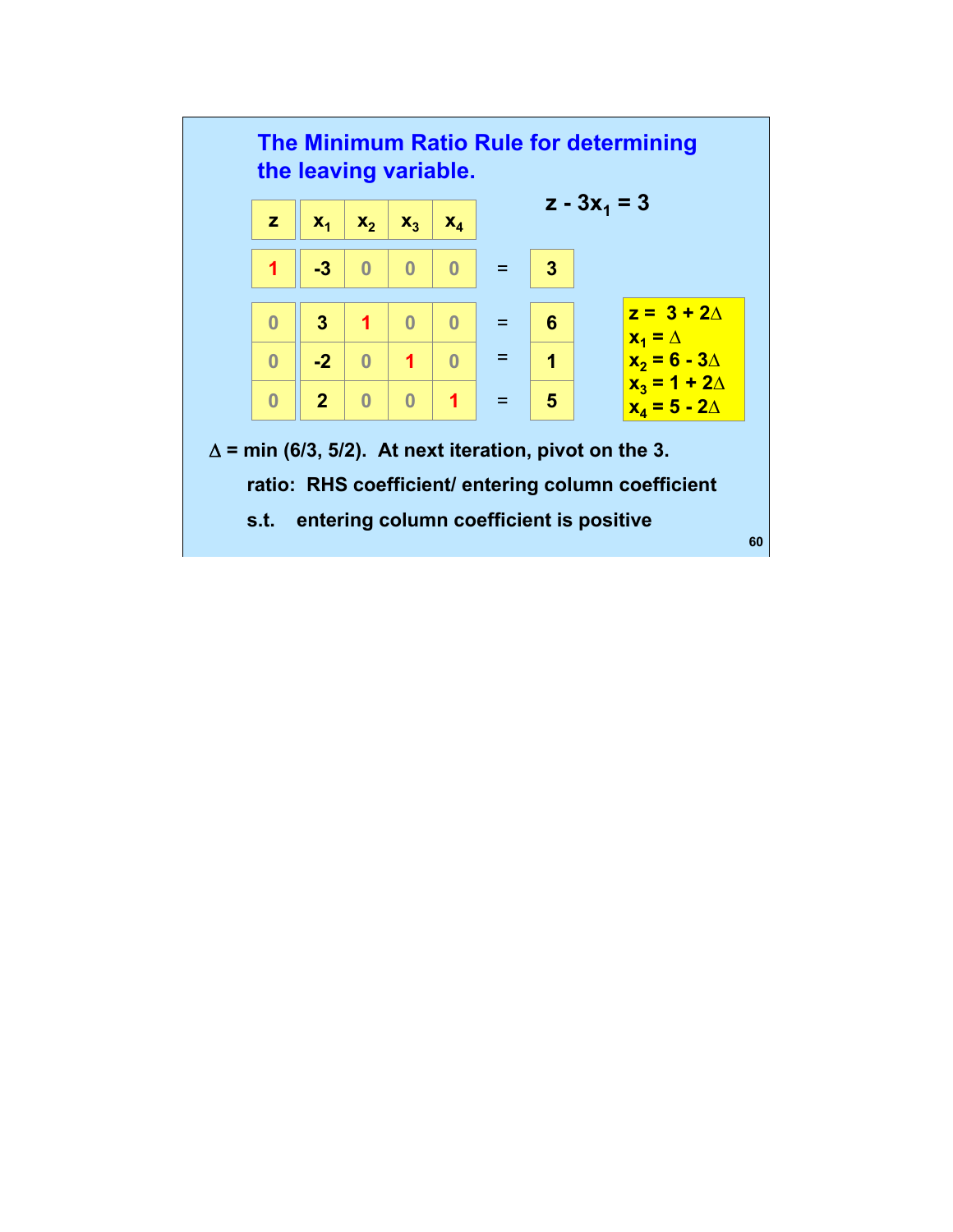## The Minimum Ratio Rule for determining the leaving variable.

$$z - 3x_1 = 3$$

| $z$ | $x_1$ | $x_2$ | $x_3$ | $x_4$ | | RHS |
|---|---|---|---|---|---|---|
| 1 | -3 | 0 | 0 | 0 | = | 3 |
| 0 | 3 | 1 | 0 | 0 | = | 6 |
| 0 | -2 | 0 | 1 | 0 | = | 1 |
| 0 | 2 | 0 | 0 | 1 | = | 5 |

$z = 3 + 2\Delta$
$x_1 = \Delta$
$x_2 = 6 - 3\Delta$
$x_3 = 1 + 2\Delta$
$x_4 = 5 - 2\Delta$

$\Delta = \min(6/3, 5/2)$. At next iteration, pivot on the 3.

ratio: RHS coefficient/ entering column coefficient

s.t. entering column coefficient is positive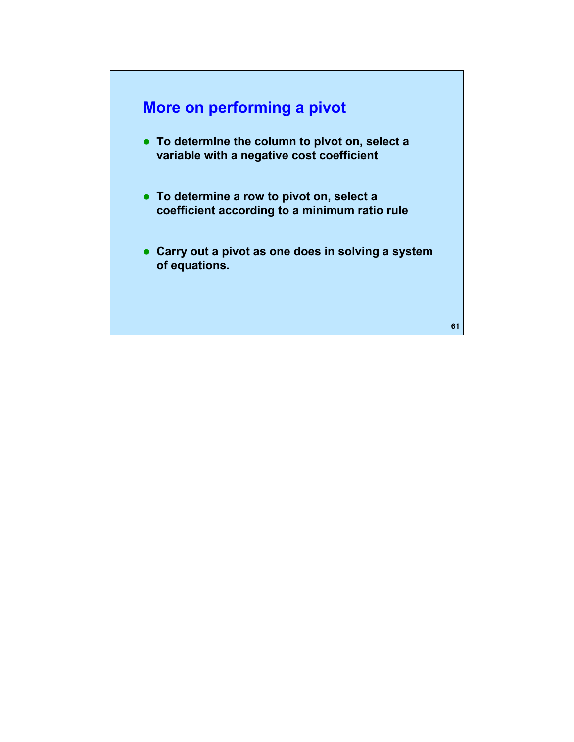## More on performing a pivot

- To determine the column to pivot on, select a variable with a negative cost coefficient
- To determine a row to pivot on, select a coefficient according to a minimum ratio rule
- Carry out a pivot as one does in solving a system of equations.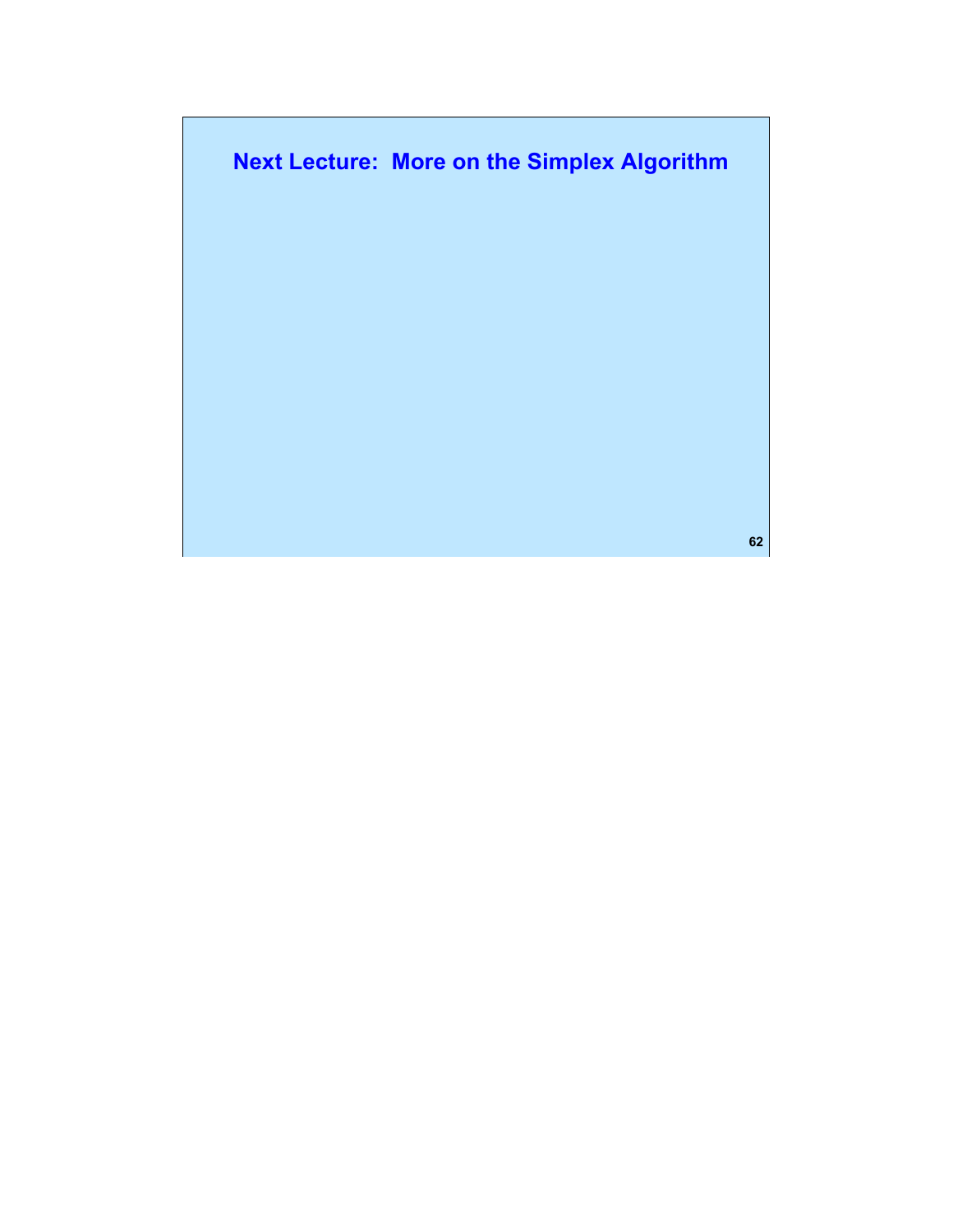# Next Lecture: More on the Simplex Algorithm